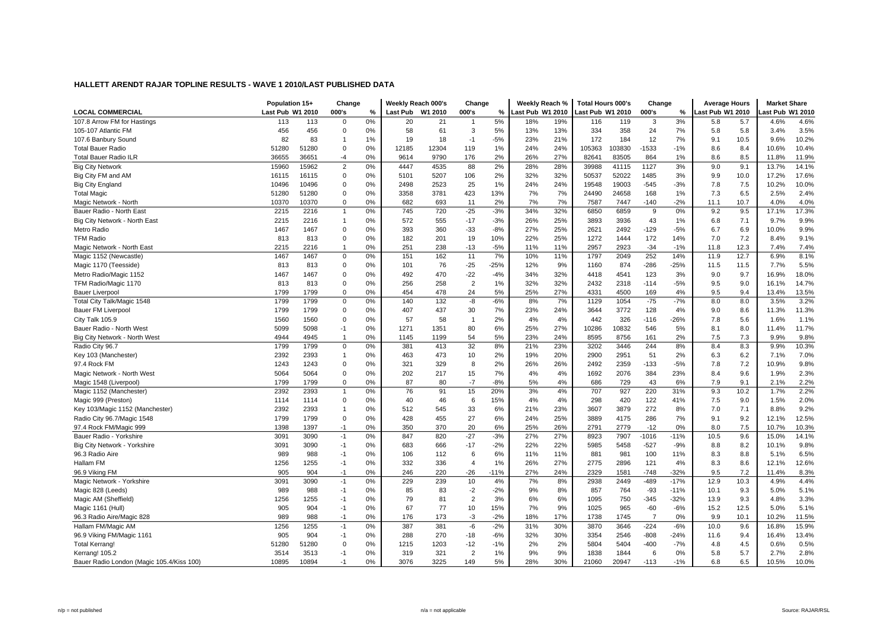## HALLETT ARENDT RAJAR TOPLINE RESULTS - WAVE 1 2010/LAST PUBLISHED DATA

| | Population 15+ | | Change | | Weekly Reach 000's | | Change | | Weekly Reach % | | Total Hours 000's | | Change | | Average Hours | | Market Share | |
|---|---|---|---|---|---|---|---|---|---|---|---|---|---|---|---|---|---|---|
| LOCAL COMMERCIAL | Last Pub | W1 2010 | 000's | % | Last Pub | W1 2010 | 000's | % | Last Pub | W1 2010 | Last Pub | W1 2010 | 000's | % | Last Pub | W1 2010 | Last Pub | W1 2010 |
| 107.8 Arrow FM for Hastings | 113 | 113 | 0 | 0% | 20 | 21 | 1 | 5% | 18% | 19% | 116 | 119 | 3 | 3% | 5.8 | 5.7 | 4.6% | 4.6% |
| 105-107 Atlantic FM | 456 | 456 | 0 | 0% | 58 | 61 | 3 | 5% | 13% | 13% | 334 | 358 | 24 | 7% | 5.8 | 5.8 | 3.4% | 3.5% |
| 107.6 Banbury Sound | 82 | 83 | 1 | 1% | 19 | 18 | -1 | -5% | 23% | 21% | 172 | 184 | 12 | 7% | 9.1 | 10.5 | 9.6% | 10.2% |
| Total Bauer Radio | 51280 | 51280 | 0 | 0% | 12185 | 12304 | 119 | 1% | 24% | 24% | 105363 | 103830 | -1533 | -1% | 8.6 | 8.4 | 10.6% | 10.4% |
| Total Bauer Radio ILR | 36655 | 36651 | -4 | 0% | 9614 | 9790 | 176 | 2% | 26% | 27% | 82641 | 83505 | 864 | 1% | 8.6 | 8.5 | 11.8% | 11.9% |
| Big City Network | 15960 | 15962 | 2 | 0% | 4447 | 4535 | 88 | 2% | 28% | 28% | 39988 | 41115 | 1127 | 3% | 9.0 | 9.1 | 13.7% | 14.1% |
| Big City FM and AM | 16115 | 16115 | 0 | 0% | 5101 | 5207 | 106 | 2% | 32% | 32% | 50537 | 52022 | 1485 | 3% | 9.9 | 10.0 | 17.2% | 17.6% |
| Big City England | 10496 | 10496 | 0 | 0% | 2498 | 2523 | 25 | 1% | 24% | 24% | 19548 | 19003 | -545 | -3% | 7.8 | 7.5 | 10.2% | 10.0% |
| Total Magic | 51280 | 51280 | 0 | 0% | 3358 | 3781 | 423 | 13% | 7% | 7% | 24490 | 24658 | 168 | 1% | 7.3 | 6.5 | 2.5% | 2.4% |
| Magic Network - North | 10370 | 10370 | 0 | 0% | 682 | 693 | 11 | 2% | 7% | 7% | 7587 | 7447 | -140 | -2% | 11.1 | 10.7 | 4.0% | 4.0% |
| Bauer Radio - North East | 2215 | 2216 | 1 | 0% | 745 | 720 | -25 | -3% | 34% | 32% | 6850 | 6859 | 9 | 0% | 9.2 | 9.5 | 17.1% | 17.3% |
| Big City Network - North East | 2215 | 2216 | 1 | 0% | 572 | 555 | -17 | -3% | 26% | 25% | 3893 | 3936 | 43 | 1% | 6.8 | 7.1 | 9.7% | 9.9% |
| Metro Radio | 1467 | 1467 | 0 | 0% | 393 | 360 | -33 | -8% | 27% | 25% | 2621 | 2492 | -129 | -5% | 6.7 | 6.9 | 10.0% | 9.9% |
| TFM Radio | 813 | 813 | 0 | 0% | 182 | 201 | 19 | 10% | 22% | 25% | 1272 | 1444 | 172 | 14% | 7.0 | 7.2 | 8.4% | 9.1% |
| Magic Network - North East | 2215 | 2216 | 1 | 0% | 251 | 238 | -13 | -5% | 11% | 11% | 2957 | 2923 | -34 | -1% | 11.8 | 12.3 | 7.4% | 7.4% |
| Magic 1152 (Newcastle) | 1467 | 1467 | 0 | 0% | 151 | 162 | 11 | 7% | 10% | 11% | 1797 | 2049 | 252 | 14% | 11.9 | 12.7 | 6.9% | 8.1% |
| Magic 1170 (Teesside) | 813 | 813 | 0 | 0% | 101 | 76 | -25 | -25% | 12% | 9% | 1160 | 874 | -286 | -25% | 11.5 | 11.5 | 7.7% | 5.5% |
| Metro Radio/Magic 1152 | 1467 | 1467 | 0 | 0% | 492 | 470 | -22 | -4% | 34% | 32% | 4418 | 4541 | 123 | 3% | 9.0 | 9.7 | 16.9% | 18.0% |
| TFM Radio/Magic 1170 | 813 | 813 | 0 | 0% | 256 | 258 | 2 | 1% | 32% | 32% | 2432 | 2318 | -114 | -5% | 9.5 | 9.0 | 16.1% | 14.7% |
| Bauer Liverpool | 1799 | 1799 | 0 | 0% | 454 | 478 | 24 | 5% | 25% | 27% | 4331 | 4500 | 169 | 4% | 9.5 | 9.4 | 13.4% | 13.5% |
| Total City Talk/Magic 1548 | 1799 | 1799 | 0 | 0% | 140 | 132 | -8 | -6% | 8% | 7% | 1129 | 1054 | -75 | -7% | 8.0 | 8.0 | 3.5% | 3.2% |
| Bauer FM Liverpool | 1799 | 1799 | 0 | 0% | 407 | 437 | 30 | 7% | 23% | 24% | 3644 | 3772 | 128 | 4% | 9.0 | 8.6 | 11.3% | 11.3% |
| City Talk 105.9 | 1560 | 1560 | 0 | 0% | 57 | 58 | 1 | 2% | 4% | 4% | 442 | 326 | -116 | -26% | 7.8 | 5.6 | 1.6% | 1.1% |
| Bauer Radio - North West | 5099 | 5098 | -1 | 0% | 1271 | 1351 | 80 | 6% | 25% | 27% | 10286 | 10832 | 546 | 5% | 8.1 | 8.0 | 11.4% | 11.7% |
| Big City Network - North West | 4944 | 4945 | 1 | 0% | 1145 | 1199 | 54 | 5% | 23% | 24% | 8595 | 8756 | 161 | 2% | 7.5 | 7.3 | 9.9% | 9.8% |
| Radio City 96.7 | 1799 | 1799 | 0 | 0% | 381 | 413 | 32 | 8% | 21% | 23% | 3202 | 3446 | 244 | 8% | 8.4 | 8.3 | 9.9% | 10.3% |
| Key 103 (Manchester) | 2392 | 2393 | 1 | 0% | 463 | 473 | 10 | 2% | 19% | 20% | 2900 | 2951 | 51 | 2% | 6.3 | 6.2 | 7.1% | 7.0% |
| 97.4 Rock FM | 1243 | 1243 | 0 | 0% | 321 | 329 | 8 | 2% | 26% | 26% | 2492 | 2359 | -133 | -5% | 7.8 | 7.2 | 10.9% | 9.8% |
| Magic Network - North West | 5064 | 5064 | 0 | 0% | 202 | 217 | 15 | 7% | 4% | 4% | 1692 | 2076 | 384 | 23% | 8.4 | 9.6 | 1.9% | 2.3% |
| Magic 1548 (Liverpool) | 1799 | 1799 | 0 | 0% | 87 | 80 | -7 | -8% | 5% | 4% | 686 | 729 | 43 | 6% | 7.9 | 9.1 | 2.1% | 2.2% |
| Magic 1152 (Manchester) | 2392 | 2393 | 1 | 0% | 76 | 91 | 15 | 20% | 3% | 4% | 707 | 927 | 220 | 31% | 9.3 | 10.2 | 1.7% | 2.2% |
| Magic 999 (Preston) | 1114 | 1114 | 0 | 0% | 40 | 46 | 6 | 15% | 4% | 4% | 298 | 420 | 122 | 41% | 7.5 | 9.0 | 1.5% | 2.0% |
| Key 103/Magic 1152 (Manchester) | 2392 | 2393 | 1 | 0% | 512 | 545 | 33 | 6% | 21% | 23% | 3607 | 3879 | 272 | 8% | 7.0 | 7.1 | 8.8% | 9.2% |
| Radio City 96.7/Magic 1548 | 1799 | 1799 | 0 | 0% | 428 | 455 | 27 | 6% | 24% | 25% | 3889 | 4175 | 286 | 7% | 9.1 | 9.2 | 12.1% | 12.5% |
| 97.4 Rock FM/Magic 999 | 1398 | 1397 | -1 | 0% | 350 | 370 | 20 | 6% | 25% | 26% | 2791 | 2779 | -12 | 0% | 8.0 | 7.5 | 10.7% | 10.3% |
| Bauer Radio - Yorkshire | 3091 | 3090 | -1 | 0% | 847 | 820 | -27 | -3% | 27% | 27% | 8923 | 7907 | -1016 | -11% | 10.5 | 9.6 | 15.0% | 14.1% |
| Big City Network - Yorkshire | 3091 | 3090 | -1 | 0% | 683 | 666 | -17 | -2% | 22% | 22% | 5985 | 5458 | -527 | -9% | 8.8 | 8.2 | 10.1% | 9.8% |
| 96.3 Radio Aire | 989 | 988 | -1 | 0% | 106 | 112 | 6 | 6% | 11% | 11% | 881 | 981 | 100 | 11% | 8.3 | 8.8 | 5.1% | 6.5% |
| Hallam FM | 1256 | 1255 | -1 | 0% | 332 | 336 | 4 | 1% | 26% | 27% | 2775 | 2896 | 121 | 4% | 8.3 | 8.6 | 12.1% | 12.6% |
| 96.9 Viking FM | 905 | 904 | -1 | 0% | 246 | 220 | -26 | -11% | 27% | 24% | 2329 | 1581 | -748 | -32% | 9.5 | 7.2 | 11.4% | 8.3% |
| Magic Network - Yorkshire | 3091 | 3090 | -1 | 0% | 229 | 239 | 10 | 4% | 7% | 8% | 2938 | 2449 | -489 | -17% | 12.9 | 10.3 | 4.9% | 4.4% |
| Magic 828 (Leeds) | 989 | 988 | -1 | 0% | 85 | 83 | -2 | -2% | 9% | 8% | 857 | 764 | -93 | -11% | 10.1 | 9.3 | 5.0% | 5.1% |
| Magic AM (Sheffield) | 1256 | 1255 | -1 | 0% | 79 | 81 | 2 | 3% | 6% | 6% | 1095 | 750 | -345 | -32% | 13.9 | 9.3 | 4.8% | 3.3% |
| Magic 1161 (Hull) | 905 | 904 | -1 | 0% | 67 | 77 | 10 | 15% | 7% | 9% | 1025 | 965 | -60 | -6% | 15.2 | 12.5 | 5.0% | 5.1% |
| 96.3 Radio Aire/Magic 828 | 989 | 988 | -1 | 0% | 176 | 173 | -3 | -2% | 18% | 17% | 1738 | 1745 | 7 | 0% | 9.9 | 10.1 | 10.2% | 11.5% |
| Hallam FM/Magic AM | 1256 | 1255 | -1 | 0% | 387 | 381 | -6 | -2% | 31% | 30% | 3870 | 3646 | -224 | -6% | 10.0 | 9.6 | 16.8% | 15.9% |
| 96.9 Viking FM/Magic 1161 | 905 | 904 | -1 | 0% | 288 | 270 | -18 | -6% | 32% | 30% | 3354 | 2546 | -808 | -24% | 11.6 | 9.4 | 16.4% | 13.4% |
| Total Kerrang! | 51280 | 51280 | 0 | 0% | 1215 | 1203 | -12 | -1% | 2% | 2% | 5804 | 5404 | -400 | -7% | 4.8 | 4.5 | 0.6% | 0.5% |
| Kerrang! 105.2 | 3514 | 3513 | -1 | 0% | 319 | 321 | 2 | 1% | 9% | 9% | 1838 | 1844 | 6 | 0% | 5.8 | 5.7 | 2.7% | 2.8% |
| Bauer Radio London (Magic 105.4/Kiss 100) | 10895 | 10894 | -1 | 0% | 3076 | 3225 | 149 | 5% | 28% | 30% | 21060 | 20947 | -113 | -1% | 6.8 | 6.5 | 10.5% | 10.0% |

n/p = not published | n/a = not applicable | Source: RAJAR/RSL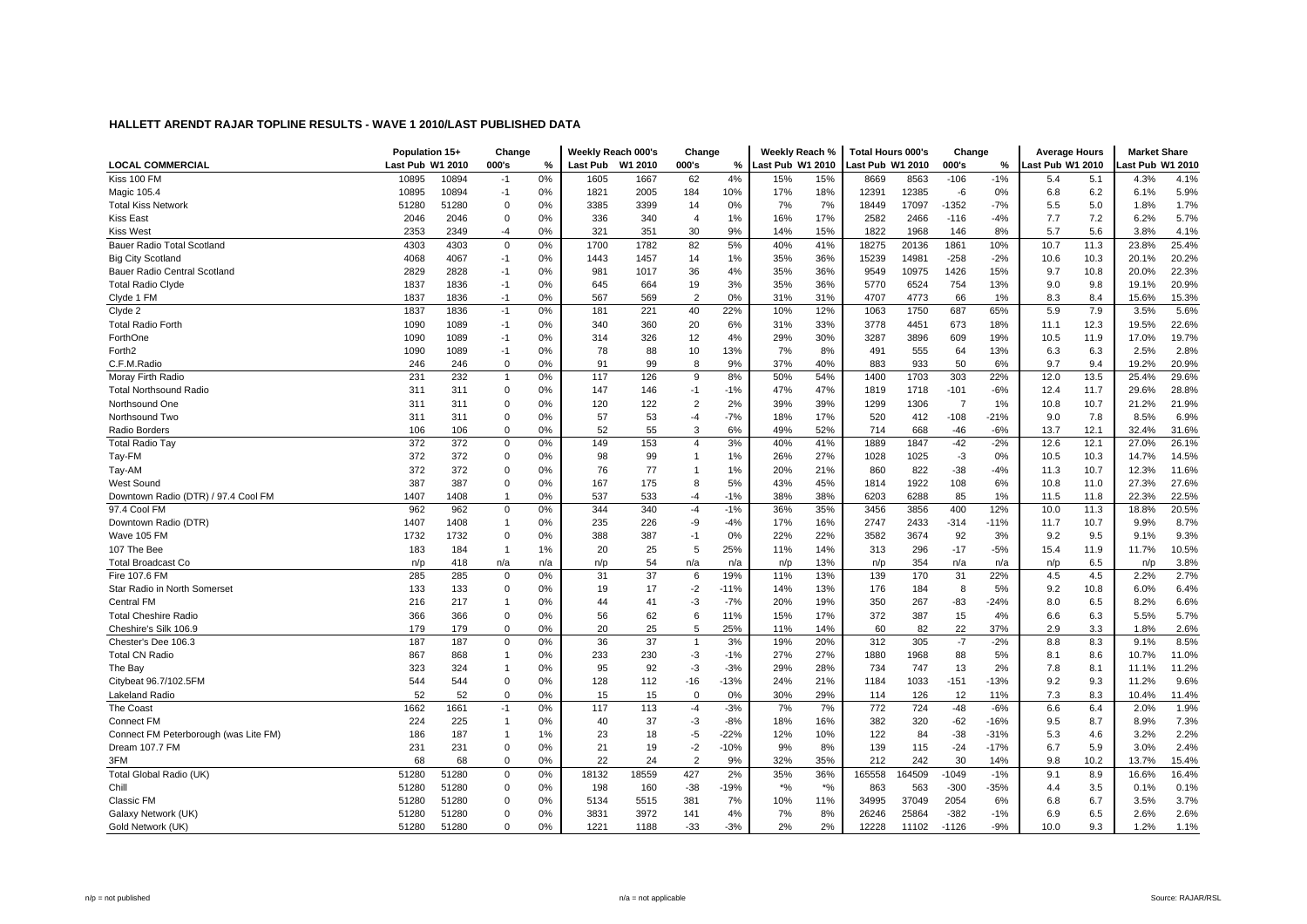**HALLETT ARENDT RAJAR TOPLINE RESULTS - WAVE 1 2010/LAST PUBLISHED DATA**

| LOCAL COMMERCIAL | Population 15+ | | Change | | Weekly Reach 000's | | Change | | Weekly Reach % | | Total Hours 000's | | Change | | Average Hours | | Market Share | |
|---|---|---|---|---|---|---|---|---|---|---|---|---|---|---|---|---|---|---|
| | Last Pub | W1 2010 | 000's | % | Last Pub | W1 2010 | 000's | % | Last Pub | W1 2010 | Last Pub | W1 2010 | 000's | % | Last Pub | W1 2010 | Last Pub | W1 2010 |
| Kiss 100 FM | 10895 | 10894 | -1 | 0% | 1605 | 1667 | 62 | 4% | 15% | 15% | 8669 | 8563 | -106 | -1% | 5.4 | 5.1 | 4.3% | 4.1% |
| Magic 105.4 | 10895 | 10894 | -1 | 0% | 1821 | 2005 | 184 | 10% | 17% | 18% | 12391 | 12385 | -6 | 0% | 6.8 | 6.2 | 6.1% | 5.9% |
| Total Kiss Network | 51280 | 51280 | 0 | 0% | 3385 | 3399 | 14 | 0% | 7% | 7% | 18449 | 17097 | -1352 | -7% | 5.5 | 5.0 | 1.8% | 1.7% |
| Kiss East | 2046 | 2046 | 0 | 0% | 336 | 340 | 4 | 1% | 16% | 17% | 2582 | 2466 | -116 | -4% | 7.7 | 7.2 | 6.2% | 5.7% |
| Kiss West | 2353 | 2349 | -4 | 0% | 321 | 351 | 30 | 9% | 14% | 15% | 1822 | 1968 | 146 | 8% | 5.7 | 5.6 | 3.8% | 4.1% |
| Bauer Radio Total Scotland | 4303 | 4303 | 0 | 0% | 1700 | 1782 | 82 | 5% | 40% | 41% | 18275 | 20136 | 1861 | 10% | 10.7 | 11.3 | 23.8% | 25.4% |
| Big City Scotland | 4068 | 4067 | -1 | 0% | 1443 | 1457 | 14 | 1% | 35% | 36% | 15239 | 14981 | -258 | -2% | 10.6 | 10.3 | 20.1% | 20.2% |
| Bauer Radio Central Scotland | 2829 | 2828 | -1 | 0% | 981 | 1017 | 36 | 4% | 35% | 36% | 9549 | 10975 | 1426 | 15% | 9.7 | 10.8 | 20.0% | 22.3% |
| Total Radio Clyde | 1837 | 1836 | -1 | 0% | 645 | 664 | 19 | 3% | 35% | 36% | 5770 | 6524 | 754 | 13% | 9.0 | 9.8 | 19.1% | 20.9% |
| Clyde 1 FM | 1837 | 1836 | -1 | 0% | 567 | 569 | 2 | 0% | 31% | 31% | 4707 | 4773 | 66 | 1% | 8.3 | 8.4 | 15.6% | 15.3% |
| Clyde 2 | 1837 | 1836 | -1 | 0% | 181 | 221 | 40 | 22% | 10% | 12% | 1063 | 1750 | 687 | 65% | 5.9 | 7.9 | 3.5% | 5.6% |
| Total Radio Forth | 1090 | 1089 | -1 | 0% | 340 | 360 | 20 | 6% | 31% | 33% | 3778 | 4451 | 673 | 18% | 11.1 | 12.3 | 19.5% | 22.6% |
| ForthOne | 1090 | 1089 | -1 | 0% | 314 | 326 | 12 | 4% | 29% | 30% | 3287 | 3896 | 609 | 19% | 10.5 | 11.9 | 17.0% | 19.7% |
| Forth2 | 1090 | 1089 | -1 | 0% | 78 | 88 | 10 | 13% | 7% | 8% | 491 | 555 | 64 | 13% | 6.3 | 6.3 | 2.5% | 2.8% |
| C.F.M.Radio | 246 | 246 | 0 | 0% | 91 | 99 | 8 | 9% | 37% | 40% | 883 | 933 | 50 | 6% | 9.7 | 9.4 | 19.2% | 20.9% |
| Moray Firth Radio | 231 | 232 | 1 | 0% | 117 | 126 | 9 | 8% | 50% | 54% | 1400 | 1703 | 303 | 22% | 12.0 | 13.5 | 25.4% | 29.6% |
| Total Northsound Radio | 311 | 311 | 0 | 0% | 147 | 146 | -1 | -1% | 47% | 47% | 1819 | 1718 | -101 | -6% | 12.4 | 11.7 | 29.6% | 28.8% |
| Northsound One | 311 | 311 | 0 | 0% | 120 | 122 | 2 | 2% | 39% | 39% | 1299 | 1306 | 7 | 1% | 10.8 | 10.7 | 21.2% | 21.9% |
| Northsound Two | 311 | 311 | 0 | 0% | 57 | 53 | -4 | -7% | 18% | 17% | 520 | 412 | -108 | -21% | 9.0 | 7.8 | 8.5% | 6.9% |
| Radio Borders | 106 | 106 | 0 | 0% | 52 | 55 | 3 | 6% | 49% | 52% | 714 | 668 | -46 | -6% | 13.7 | 12.1 | 32.4% | 31.6% |
| Total Radio Tay | 372 | 372 | 0 | 0% | 149 | 153 | 4 | 3% | 40% | 41% | 1889 | 1847 | -42 | -2% | 12.6 | 12.1 | 27.0% | 26.1% |
| Tay-FM | 372 | 372 | 0 | 0% | 98 | 99 | 1 | 1% | 26% | 27% | 1028 | 1025 | -3 | 0% | 10.5 | 10.3 | 14.7% | 14.5% |
| Tay-AM | 372 | 372 | 0 | 0% | 76 | 77 | 1 | 1% | 20% | 21% | 860 | 822 | -38 | -4% | 11.3 | 10.7 | 12.3% | 11.6% |
| West Sound | 387 | 387 | 0 | 0% | 167 | 175 | 8 | 5% | 43% | 45% | 1814 | 1922 | 108 | 6% | 10.8 | 11.0 | 27.3% | 27.6% |
| Downtown Radio (DTR) / 97.4 Cool FM | 1407 | 1408 | 1 | 0% | 537 | 533 | -4 | -1% | 38% | 38% | 6203 | 6288 | 85 | 1% | 11.5 | 11.8 | 22.3% | 22.5% |
| 97.4 Cool FM | 962 | 962 | 0 | 0% | 344 | 340 | -4 | -1% | 36% | 35% | 3456 | 3856 | 400 | 12% | 10.0 | 11.3 | 18.8% | 20.5% |
| Downtown Radio (DTR) | 1407 | 1408 | 1 | 0% | 235 | 226 | -9 | -4% | 17% | 16% | 2747 | 2433 | -314 | -11% | 11.7 | 10.7 | 9.9% | 8.7% |
| Wave 105 FM | 1732 | 1732 | 0 | 0% | 388 | 387 | -1 | 0% | 22% | 22% | 3582 | 3674 | 92 | 3% | 9.2 | 9.5 | 9.1% | 9.3% |
| 107 The Bee | 183 | 184 | 1 | 1% | 20 | 25 | 5 | 25% | 11% | 14% | 313 | 296 | -17 | -5% | 15.4 | 11.9 | 11.7% | 10.5% |
| Total Broadcast Co | n/p | 418 | n/a | n/a | n/p | 54 | n/a | n/a | n/p | 13% | n/p | 354 | n/a | n/a | n/p | 6.5 | n/p | 3.8% |
| Fire 107.6 FM | 285 | 285 | 0 | 0% | 31 | 37 | 6 | 19% | 11% | 13% | 139 | 170 | 31 | 22% | 4.5 | 4.5 | 2.2% | 2.7% |
| Star Radio in North Somerset | 133 | 133 | 0 | 0% | 19 | 17 | -2 | -11% | 14% | 13% | 176 | 184 | 8 | 5% | 9.2 | 10.8 | 6.0% | 6.4% |
| Central FM | 216 | 217 | 1 | 0% | 44 | 41 | -3 | -7% | 20% | 19% | 350 | 267 | -83 | -24% | 8.0 | 6.5 | 8.2% | 6.6% |
| Total Cheshire Radio | 366 | 366 | 0 | 0% | 56 | 62 | 6 | 11% | 15% | 17% | 372 | 387 | 15 | 4% | 6.6 | 6.3 | 5.5% | 5.7% |
| Cheshire's Silk 106.9 | 179 | 179 | 0 | 0% | 20 | 25 | 5 | 25% | 11% | 14% | 60 | 82 | 22 | 37% | 2.9 | 3.3 | 1.8% | 2.6% |
| Chester's Dee 106.3 | 187 | 187 | 0 | 0% | 36 | 37 | 1 | 3% | 19% | 20% | 312 | 305 | -7 | -2% | 8.8 | 8.3 | 9.1% | 8.5% |
| Total CN Radio | 867 | 868 | 1 | 0% | 233 | 230 | -3 | -1% | 27% | 27% | 1880 | 1968 | 88 | 5% | 8.1 | 8.6 | 10.7% | 11.0% |
| The Bay | 323 | 324 | 1 | 0% | 95 | 92 | -3 | -3% | 29% | 28% | 734 | 747 | 13 | 2% | 7.8 | 8.1 | 11.1% | 11.2% |
| Citybeat 96.7/102.5FM | 544 | 544 | 0 | 0% | 128 | 112 | -16 | -13% | 24% | 21% | 1184 | 1033 | -151 | -13% | 9.2 | 9.3 | 11.2% | 9.6% |
| Lakeland Radio | 52 | 52 | 0 | 0% | 15 | 15 | 0 | 0% | 30% | 29% | 114 | 126 | 12 | 11% | 7.3 | 8.3 | 10.4% | 11.4% |
| The Coast | 1662 | 1661 | -1 | 0% | 117 | 113 | -4 | -3% | 7% | 7% | 772 | 724 | -48 | -6% | 6.6 | 6.4 | 2.0% | 1.9% |
| Connect FM | 224 | 225 | 1 | 0% | 40 | 37 | -3 | -8% | 18% | 16% | 382 | 320 | -62 | -16% | 9.5 | 8.7 | 8.9% | 7.3% |
| Connect FM Peterborough (was Lite FM) | 186 | 187 | 1 | 1% | 23 | 18 | -5 | -22% | 12% | 10% | 122 | 84 | -38 | -31% | 5.3 | 4.6 | 3.2% | 2.2% |
| Dream 107.7 FM | 231 | 231 | 0 | 0% | 21 | 19 | -2 | -10% | 9% | 8% | 139 | 115 | -24 | -17% | 6.7 | 5.9 | 3.0% | 2.4% |
| 3FM | 68 | 68 | 0 | 0% | 22 | 24 | 2 | 9% | 32% | 35% | 212 | 242 | 30 | 14% | 9.8 | 10.2 | 13.7% | 15.4% |
| Total Global Radio (UK) | 51280 | 51280 | 0 | 0% | 18132 | 18559 | 427 | 2% | 35% | 36% | 165558 | 164509 | -1049 | -1% | 9.1 | 8.9 | 16.6% | 16.4% |
| Chill | 51280 | 51280 | 0 | 0% | 198 | 160 | -38 | -19% | *% | *% | 863 | 563 | -300 | -35% | 4.4 | 3.5 | 0.1% | 0.1% |
| Classic FM | 51280 | 51280 | 0 | 0% | 5134 | 5515 | 381 | 7% | 10% | 11% | 34995 | 37049 | 2054 | 6% | 6.8 | 6.7 | 3.5% | 3.7% |
| Galaxy Network (UK) | 51280 | 51280 | 0 | 0% | 3831 | 3972 | 141 | 4% | 7% | 8% | 26246 | 25864 | -382 | -1% | 6.9 | 6.5 | 2.6% | 2.6% |
| Gold Network (UK) | 51280 | 51280 | 0 | 0% | 1221 | 1188 | -33 | -3% | 2% | 2% | 12228 | 11102 | -1126 | -9% | 10.0 | 9.3 | 1.2% | 1.1% |

n/p = not published    n/a = not applicable    Source: RAJAR/RSL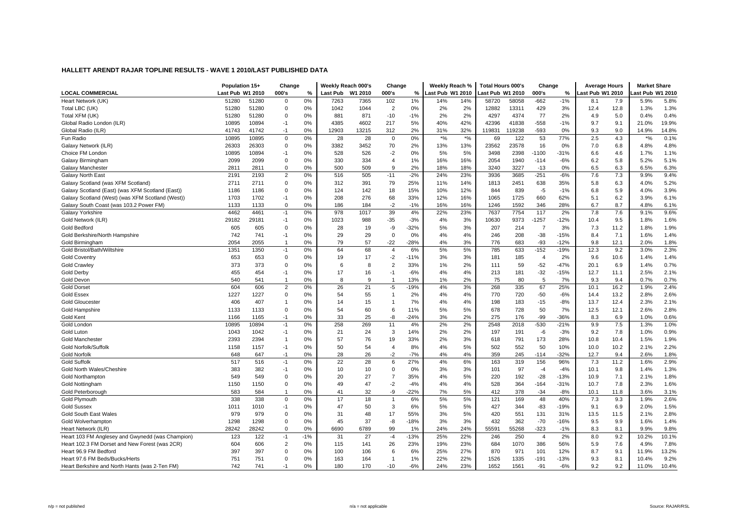## HALLETT ARENDT RAJAR TOPLINE RESULTS - WAVE 1 2010/LAST PUBLISHED DATA

| LOCAL COMMERCIAL | Population 15+ | | Change | | Weekly Reach 000's | | Change | | Weekly Reach % | | Total Hours 000's | | Change | | Average Hours | | Market Share | |
|---|---|---|---|---|---|---|---|---|---|---|---|---|---|---|---|---|---|---|
| | Last Pub | W1 2010 | 000's | % | Last Pub | W1 2010 | 000's | % | Last Pub | W1 2010 | Last Pub | W1 2010 | 000's | % | Last Pub | W1 2010 | Last Pub | W1 2010 |
| Heart Network (UK) | 51280 | 51280 | 0 | 0% | 7263 | 7365 | 102 | 1% | 14% | 14% | 58720 | 58058 | -662 | -1% | 8.1 | 7.9 | 5.9% | 5.8% |
| Total LBC (UK) | 51280 | 51280 | 0 | 0% | 1042 | 1044 | 2 | 0% | 2% | 2% | 12882 | 13311 | 429 | 3% | 12.4 | 12.8 | 1.3% | 1.3% |
| Total XFM (UK) | 51280 | 51280 | 0 | 0% | 881 | 871 | -10 | -1% | 2% | 2% | 4297 | 4374 | 77 | 2% | 4.9 | 5.0 | 0.4% | 0.4% |
| Global Radio London (ILR) | 10895 | 10894 | -1 | 0% | 4385 | 4602 | 217 | 5% | 40% | 42% | 42396 | 41838 | -558 | -1% | 9.7 | 9.1 | 21.0% | 19.9% |
| Global Radio (ILR) | 41743 | 41742 | -1 | 0% | 12903 | 13215 | 312 | 2% | 31% | 32% | 119831 | 119238 | -593 | 0% | 9.3 | 9.0 | 14.9% | 14.8% |
| Fun Radio | 10895 | 10895 | 0 | 0% | 28 | 28 | 0 | 0% | *% | *% | 69 | 122 | 53 | 77% | 2.5 | 4.3 | *% | 0.1% |
| Galaxy Network (ILR) | 26303 | 26303 | 0 | 0% | 3382 | 3452 | 70 | 2% | 13% | 13% | 23562 | 23578 | 16 | 0% | 7.0 | 6.8 | 4.8% | 4.8% |
| Choice FM London | 10895 | 10894 | -1 | 0% | 528 | 526 | -2 | 0% | 5% | 5% | 3498 | 2398 | -1100 | -31% | 6.6 | 4.6 | 1.7% | 1.1% |
| Galaxy Birmingham | 2099 | 2099 | 0 | 0% | 330 | 334 | 4 | 1% | 16% | 16% | 2054 | 1940 | -114 | -6% | 6.2 | 5.8 | 5.2% | 5.1% |
| Galaxy Manchester | 2811 | 2811 | 0 | 0% | 500 | 509 | 9 | 2% | 18% | 18% | 3240 | 3227 | -13 | 0% | 6.5 | 6.3 | 6.5% | 6.3% |
| Galaxy North East | 2191 | 2193 | 2 | 0% | 516 | 505 | -11 | -2% | 24% | 23% | 3936 | 3685 | -251 | -6% | 7.6 | 7.3 | 9.9% | 9.4% |
| Galaxy Scotland (was XFM Scotland) | 2711 | 2711 | 0 | 0% | 312 | 391 | 79 | 25% | 11% | 14% | 1813 | 2451 | 638 | 35% | 5.8 | 6.3 | 4.0% | 5.2% |
| Galaxy Scotland (East) (was XFM Scotland (East)) | 1186 | 1186 | 0 | 0% | 124 | 142 | 18 | 15% | 10% | 12% | 844 | 839 | -5 | -1% | 6.8 | 5.9 | 4.0% | 3.9% |
| Galaxy Scotland (West) (was XFM Scotland (West)) | 1703 | 1702 | -1 | 0% | 208 | 276 | 68 | 33% | 12% | 16% | 1065 | 1725 | 660 | 62% | 5.1 | 6.2 | 3.9% | 6.1% |
| Galaxy South Coast (was 103.2 Power FM) | 1133 | 1133 | 0 | 0% | 186 | 184 | -2 | -1% | 16% | 16% | 1246 | 1592 | 346 | 28% | 6.7 | 8.7 | 4.8% | 6.1% |
| Galaxy Yorkshire | 4462 | 4461 | -1 | 0% | 978 | 1017 | 39 | 4% | 22% | 23% | 7637 | 7754 | 117 | 2% | 7.8 | 7.6 | 9.1% | 9.6% |
| Gold Network (ILR) | 29182 | 29181 | -1 | 0% | 1023 | 988 | -35 | -3% | 4% | 3% | 10630 | 9373 | -1257 | -12% | 10.4 | 9.5 | 1.8% | 1.6% |
| Gold Bedford | 605 | 605 | 0 | 0% | 28 | 19 | -9 | -32% | 5% | 3% | 207 | 214 | 7 | 3% | 7.3 | 11.2 | 1.8% | 1.9% |
| Gold Berkshire/North Hampshire | 742 | 741 | -1 | 0% | 29 | 29 | 0 | 0% | 4% | 4% | 246 | 208 | -38 | -15% | 8.4 | 7.1 | 1.6% | 1.4% |
| Gold Birmingham | 2054 | 2055 | 1 | 0% | 79 | 57 | -22 | -28% | 4% | 3% | 776 | 683 | -93 | -12% | 9.8 | 12.1 | 2.0% | 1.8% |
| Gold Bristol/Bath/Wiltshire | 1351 | 1350 | -1 | 0% | 64 | 68 | 4 | 6% | 5% | 5% | 785 | 633 | -152 | -19% | 12.3 | 9.2 | 3.0% | 2.3% |
| Gold Coventry | 653 | 653 | 0 | 0% | 19 | 17 | -2 | -11% | 3% | 3% | 181 | 185 | 4 | 2% | 9.6 | 10.6 | 1.4% | 1.4% |
| Gold Crawley | 373 | 373 | 0 | 0% | 6 | 8 | 2 | 33% | 1% | 2% | 111 | 59 | -52 | -47% | 20.1 | 6.9 | 1.4% | 0.7% |
| Gold Derby | 455 | 454 | -1 | 0% | 17 | 16 | -1 | -6% | 4% | 4% | 213 | 181 | -32 | -15% | 12.7 | 11.1 | 2.5% | 2.1% |
| Gold Devon | 540 | 541 | 1 | 0% | 8 | 9 | 1 | 13% | 1% | 2% | 75 | 80 | 5 | 7% | 9.3 | 9.4 | 0.7% | 0.7% |
| Gold Dorset | 604 | 606 | 2 | 0% | 26 | 21 | -5 | -19% | 4% | 3% | 268 | 335 | 67 | 25% | 10.1 | 16.2 | 1.9% | 2.4% |
| Gold Essex | 1227 | 1227 | 0 | 0% | 54 | 55 | 1 | 2% | 4% | 4% | 770 | 720 | -50 | -6% | 14.4 | 13.2 | 2.8% | 2.6% |
| Gold Gloucester | 406 | 407 | 1 | 0% | 14 | 15 | 1 | 7% | 4% | 4% | 198 | 183 | -15 | -8% | 13.7 | 12.4 | 2.3% | 2.1% |
| Gold Hampshire | 1133 | 1133 | 0 | 0% | 54 | 60 | 6 | 11% | 5% | 5% | 678 | 728 | 50 | 7% | 12.5 | 12.1 | 2.6% | 2.8% |
| Gold Kent | 1166 | 1165 | -1 | 0% | 33 | 25 | -8 | -24% | 3% | 2% | 275 | 176 | -99 | -36% | 8.3 | 6.9 | 1.0% | 0.6% |
| Gold London | 10895 | 10894 | -1 | 0% | 258 | 269 | 11 | 4% | 2% | 2% | 2548 | 2018 | -530 | -21% | 9.9 | 7.5 | 1.3% | 1.0% |
| Gold Luton | 1043 | 1042 | -1 | 0% | 21 | 24 | 3 | 14% | 2% | 2% | 197 | 191 | -6 | -3% | 9.2 | 7.8 | 1.0% | 0.9% |
| Gold Manchester | 2393 | 2394 | 1 | 0% | 57 | 76 | 19 | 33% | 2% | 3% | 618 | 791 | 173 | 28% | 10.8 | 10.4 | 1.5% | 1.9% |
| Gold Norfolk/Suffolk | 1158 | 1157 | -1 | 0% | 50 | 54 | 4 | 8% | 4% | 5% | 502 | 552 | 50 | 10% | 10.0 | 10.2 | 2.1% | 2.2% |
| Gold Norfolk | 648 | 647 | -1 | 0% | 28 | 26 | -2 | -7% | 4% | 4% | 359 | 245 | -114 | -32% | 12.7 | 9.4 | 2.6% | 1.8% |
| Gold Suffolk | 517 | 516 | -1 | 0% | 22 | 28 | 6 | 27% | 4% | 6% | 163 | 319 | 156 | 96% | 7.3 | 11.2 | 1.6% | 2.9% |
| Gold North Wales/Cheshire | 383 | 382 | -1 | 0% | 10 | 10 | 0 | 0% | 3% | 3% | 101 | 97 | -4 | -4% | 10.1 | 9.8 | 1.4% | 1.3% |
| Gold Northampton | 549 | 549 | 0 | 0% | 20 | 27 | 7 | 35% | 4% | 5% | 220 | 192 | -28 | -13% | 10.9 | 7.1 | 2.1% | 1.8% |
| Gold Nottingham | 1150 | 1150 | 0 | 0% | 49 | 47 | -2 | -4% | 4% | 4% | 528 | 364 | -164 | -31% | 10.7 | 7.8 | 2.3% | 1.6% |
| Gold Peterborough | 583 | 584 | 1 | 0% | 41 | 32 | -9 | -22% | 7% | 5% | 412 | 378 | -34 | -8% | 10.1 | 11.8 | 3.6% | 3.1% |
| Gold Plymouth | 338 | 338 | 0 | 0% | 17 | 18 | 1 | 6% | 5% | 5% | 121 | 169 | 48 | 40% | 7.3 | 9.3 | 1.9% | 2.6% |
| Gold Sussex | 1011 | 1010 | -1 | 0% | 47 | 50 | 3 | 6% | 5% | 5% | 427 | 344 | -83 | -19% | 9.1 | 6.9 | 2.0% | 1.5% |
| Gold South East Wales | 979 | 979 | 0 | 0% | 31 | 48 | 17 | 55% | 3% | 5% | 420 | 551 | 131 | 31% | 13.5 | 11.5 | 2.1% | 2.8% |
| Gold Wolverhampton | 1298 | 1298 | 0 | 0% | 45 | 37 | -8 | -18% | 3% | 3% | 432 | 362 | -70 | -16% | 9.5 | 9.9 | 1.6% | 1.4% |
| Heart Network (ILR) | 28242 | 28242 | 0 | 0% | 6690 | 6789 | 99 | 1% | 24% | 24% | 55591 | 55268 | -323 | -1% | 8.3 | 8.1 | 9.9% | 9.8% |
| Heart 103 FM Anglesey and Gwynedd (was Champion) | 123 | 122 | -1 | -1% | 31 | 27 | -4 | -13% | 25% | 22% | 246 | 250 | 4 | 2% | 8.0 | 9.2 | 10.2% | 10.1% |
| Heart 102.3 FM Dorset and New Forest (was 2CR) | 604 | 606 | 2 | 0% | 115 | 141 | 26 | 23% | 19% | 23% | 684 | 1070 | 386 | 56% | 5.9 | 7.6 | 4.9% | 7.8% |
| Heart 96.9 FM Bedford | 397 | 397 | 0 | 0% | 100 | 106 | 6 | 6% | 25% | 27% | 870 | 971 | 101 | 12% | 8.7 | 9.1 | 11.9% | 13.2% |
| Heart 97.6 FM Beds/Bucks/Herts | 751 | 751 | 0 | 0% | 163 | 164 | 1 | 1% | 22% | 22% | 1526 | 1335 | -191 | -13% | 9.3 | 8.1 | 10.4% | 9.2% |
| Heart Berkshire and North Hants (was 2-Ten FM) | 742 | 741 | -1 | 0% | 180 | 170 | -10 | -6% | 24% | 23% | 1652 | 1561 | -91 | -6% | 9.2 | 9.2 | 11.0% | 10.4% |

n/p = not published    n/a = not applicable    Source: RAJAR/RSL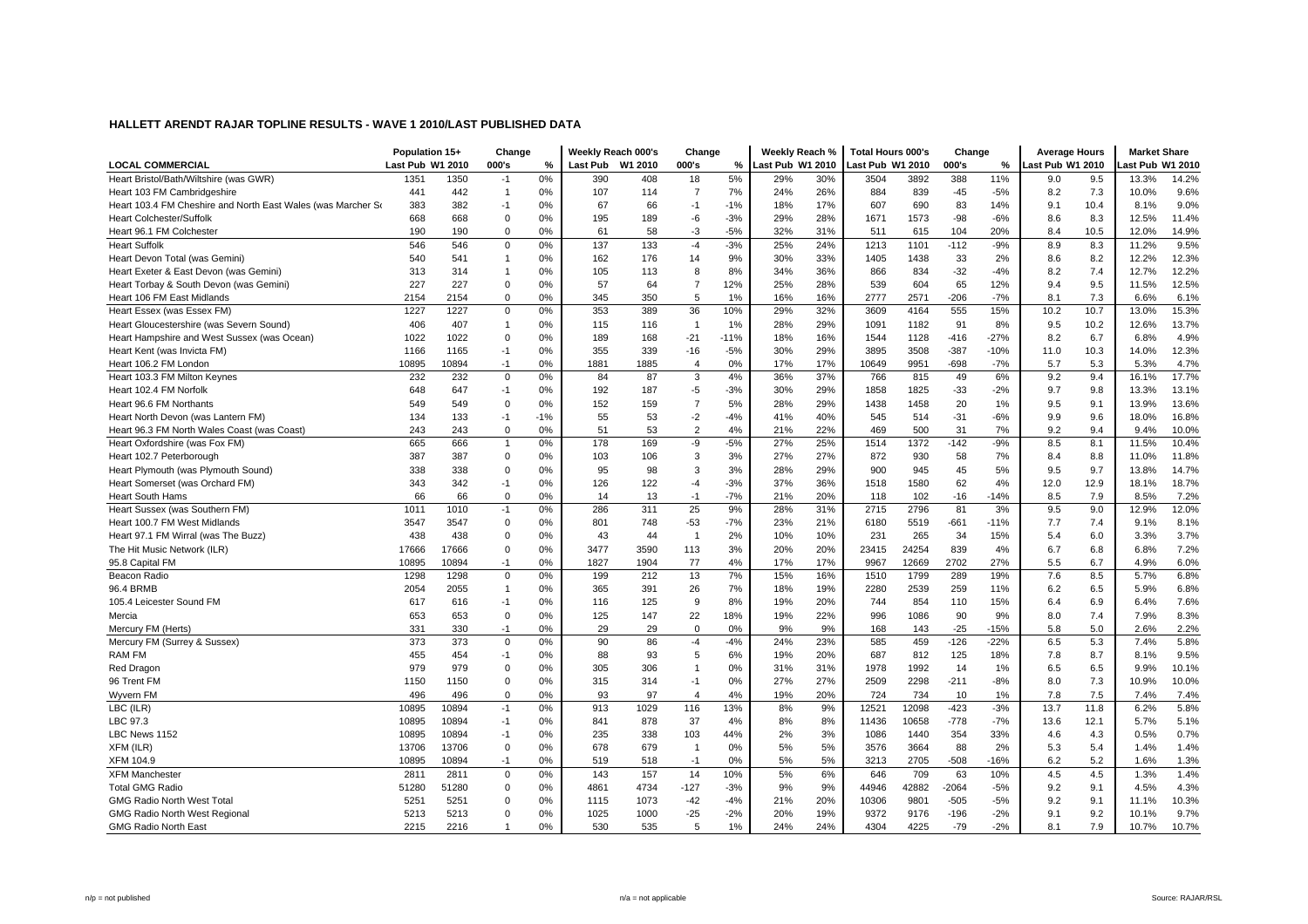# HALLETT ARENDT RAJAR TOPLINE RESULTS - WAVE 1 2010/LAST PUBLISHED DATA

| | Population 15+ | | Change | | Weekly Reach 000's | | Change | | Weekly Reach % | | Total Hours 000's | | Change | | Average Hours | | Market Share | |
|---|---|---|---|---|---|---|---|---|---|---|---|---|---|---|---|---|---|---|
| LOCAL COMMERCIAL | Last Pub | W1 2010 | 000's | % | Last Pub | W1 2010 | 000's | % | Last Pub | W1 2010 | Last Pub | W1 2010 | 000's | % | Last Pub | W1 2010 | Last Pub | W1 2010 |
| Heart Bristol/Bath/Wiltshire (was GWR) | 1351 | 1350 | -1 | 0% | 390 | 408 | 18 | 5% | 29% | 30% | 3504 | 3892 | 388 | 11% | 9.0 | 9.5 | 13.3% | 14.2% |
| Heart 103 FM Cambridgeshire | 441 | 442 | 1 | 0% | 107 | 114 | 7 | 7% | 24% | 26% | 884 | 839 | -45 | -5% | 8.2 | 7.3 | 10.0% | 9.6% |
| Heart 103.4 FM Cheshire and North East Wales (was Marcher Sc | 383 | 382 | -1 | 0% | 67 | 66 | -1 | -1% | 18% | 17% | 607 | 690 | 83 | 14% | 9.1 | 10.4 | 8.1% | 9.0% |
| Heart Colchester/Suffolk | 668 | 668 | 0 | 0% | 195 | 189 | -6 | -3% | 29% | 28% | 1671 | 1573 | -98 | -6% | 8.6 | 8.3 | 12.5% | 11.4% |
| Heart 96.1 FM Colchester | 190 | 190 | 0 | 0% | 61 | 58 | -3 | -5% | 32% | 31% | 511 | 615 | 104 | 20% | 8.4 | 10.5 | 12.0% | 14.9% |
| Heart Suffolk | 546 | 546 | 0 | 0% | 137 | 133 | -4 | -3% | 25% | 24% | 1213 | 1101 | -112 | -9% | 8.9 | 8.3 | 11.2% | 9.5% |
| Heart Devon Total (was Gemini) | 540 | 541 | 1 | 0% | 162 | 176 | 14 | 9% | 30% | 33% | 1405 | 1438 | 33 | 2% | 8.6 | 8.2 | 12.2% | 12.3% |
| Heart Exeter & East Devon (was Gemini) | 313 | 314 | 1 | 0% | 105 | 113 | 8 | 8% | 34% | 36% | 866 | 834 | -32 | -4% | 8.2 | 7.4 | 12.7% | 12.2% |
| Heart Torbay & South Devon (was Gemini) | 227 | 227 | 0 | 0% | 57 | 64 | 7 | 12% | 25% | 28% | 539 | 604 | 65 | 12% | 9.4 | 9.5 | 11.5% | 12.5% |
| Heart 106 FM East Midlands | 2154 | 2154 | 0 | 0% | 345 | 350 | 5 | 1% | 16% | 16% | 2777 | 2571 | -206 | -7% | 8.1 | 7.3 | 6.6% | 6.1% |
| Heart Essex (was Essex FM) | 1227 | 1227 | 0 | 0% | 353 | 389 | 36 | 10% | 29% | 32% | 3609 | 4164 | 555 | 15% | 10.2 | 10.7 | 13.0% | 15.3% |
| Heart Gloucestershire (was Severn Sound) | 406 | 407 | 1 | 0% | 115 | 116 | 1 | 1% | 28% | 29% | 1091 | 1182 | 91 | 8% | 9.5 | 10.2 | 12.6% | 13.7% |
| Heart Hampshire and West Sussex (was Ocean) | 1022 | 1022 | 0 | 0% | 189 | 168 | -21 | -11% | 18% | 16% | 1544 | 1128 | -416 | -27% | 8.2 | 6.7 | 6.8% | 4.9% |
| Heart Kent (was Invicta FM) | 1166 | 1165 | -1 | 0% | 355 | 339 | -16 | -5% | 30% | 29% | 3895 | 3508 | -387 | -10% | 11.0 | 10.3 | 14.0% | 12.3% |
| Heart 106.2 FM London | 10895 | 10894 | -1 | 0% | 1881 | 1885 | 4 | 0% | 17% | 17% | 10649 | 9951 | -698 | -7% | 5.7 | 5.3 | 5.3% | 4.7% |
| Heart 103.3 FM Milton Keynes | 232 | 232 | 0 | 0% | 84 | 87 | 3 | 4% | 36% | 37% | 766 | 815 | 49 | 6% | 9.2 | 9.4 | 16.1% | 17.7% |
| Heart 102.4 FM Norfolk | 648 | 647 | -1 | 0% | 192 | 187 | -5 | -3% | 30% | 29% | 1858 | 1825 | -33 | -2% | 9.7 | 9.8 | 13.3% | 13.1% |
| Heart 96.6 FM Northants | 549 | 549 | 0 | 0% | 152 | 159 | 7 | 5% | 28% | 29% | 1438 | 1458 | 20 | 1% | 9.5 | 9.1 | 13.9% | 13.6% |
| Heart North Devon (was Lantern FM) | 134 | 133 | -1 | -1% | 55 | 53 | -2 | -4% | 41% | 40% | 545 | 514 | -31 | -6% | 9.9 | 9.6 | 18.0% | 16.8% |
| Heart 96.3 FM North Wales Coast (was Coast) | 243 | 243 | 0 | 0% | 51 | 53 | 2 | 4% | 21% | 22% | 469 | 500 | 31 | 7% | 9.2 | 9.4 | 9.4% | 10.0% |
| Heart Oxfordshire (was Fox FM) | 665 | 666 | 1 | 0% | 178 | 169 | -9 | -5% | 27% | 25% | 1514 | 1372 | -142 | -9% | 8.5 | 8.1 | 11.5% | 10.4% |
| Heart 102.7 Peterborough | 387 | 387 | 0 | 0% | 103 | 106 | 3 | 3% | 27% | 27% | 872 | 930 | 58 | 7% | 8.4 | 8.8 | 11.0% | 11.8% |
| Heart Plymouth (was Plymouth Sound) | 338 | 338 | 0 | 0% | 95 | 98 | 3 | 3% | 28% | 29% | 900 | 945 | 45 | 5% | 9.5 | 9.7 | 13.8% | 14.7% |
| Heart Somerset (was Orchard FM) | 343 | 342 | -1 | 0% | 126 | 122 | -4 | -3% | 37% | 36% | 1518 | 1580 | 62 | 4% | 12.0 | 12.9 | 18.1% | 18.7% |
| Heart South Hams | 66 | 66 | 0 | 0% | 14 | 13 | -1 | -7% | 21% | 20% | 118 | 102 | -16 | -14% | 8.5 | 7.9 | 8.5% | 7.2% |
| Heart Sussex (was Southern FM) | 1011 | 1010 | -1 | 0% | 286 | 311 | 25 | 9% | 28% | 31% | 2715 | 2796 | 81 | 3% | 9.5 | 9.0 | 12.9% | 12.0% |
| Heart 100.7 FM West Midlands | 3547 | 3547 | 0 | 0% | 801 | 748 | -53 | -7% | 23% | 21% | 6180 | 5519 | -661 | -11% | 7.7 | 7.4 | 9.1% | 8.1% |
| Heart 97.1 FM Wirral (was The Buzz) | 438 | 438 | 0 | 0% | 43 | 44 | 1 | 2% | 10% | 10% | 231 | 265 | 34 | 15% | 5.4 | 6.0 | 3.3% | 3.7% |
| The Hit Music Network (ILR) | 17666 | 17666 | 0 | 0% | 3477 | 3590 | 113 | 3% | 20% | 20% | 23415 | 24254 | 839 | 4% | 6.7 | 6.8 | 6.8% | 7.2% |
| 95.8 Capital FM | 10895 | 10894 | -1 | 0% | 1827 | 1904 | 77 | 4% | 17% | 17% | 9967 | 12669 | 2702 | 27% | 5.5 | 6.7 | 4.9% | 6.0% |
| Beacon Radio | 1298 | 1298 | 0 | 0% | 199 | 212 | 13 | 7% | 15% | 16% | 1510 | 1799 | 289 | 19% | 7.6 | 8.5 | 5.7% | 6.8% |
| 96.4 BRMB | 2054 | 2055 | 1 | 0% | 365 | 391 | 26 | 7% | 18% | 19% | 2280 | 2539 | 259 | 11% | 6.2 | 6.5 | 5.9% | 6.8% |
| 105.4 Leicester Sound FM | 617 | 616 | -1 | 0% | 116 | 125 | 9 | 8% | 19% | 20% | 744 | 854 | 110 | 15% | 6.4 | 6.9 | 6.4% | 7.6% |
| Mercia | 653 | 653 | 0 | 0% | 125 | 147 | 22 | 18% | 19% | 22% | 996 | 1086 | 90 | 9% | 8.0 | 7.4 | 7.9% | 8.3% |
| Mercury FM (Herts) | 331 | 330 | -1 | 0% | 29 | 29 | 0 | 0% | 9% | 9% | 168 | 143 | -25 | -15% | 5.8 | 5.0 | 2.6% | 2.2% |
| Mercury FM (Surrey & Sussex) | 373 | 373 | 0 | 0% | 90 | 86 | -4 | -4% | 24% | 23% | 585 | 459 | -126 | -22% | 6.5 | 5.3 | 7.4% | 5.8% |
| RAM FM | 455 | 454 | -1 | 0% | 88 | 93 | 5 | 6% | 19% | 20% | 687 | 812 | 125 | 18% | 7.8 | 8.7 | 8.1% | 9.5% |
| Red Dragon | 979 | 979 | 0 | 0% | 305 | 306 | 1 | 0% | 31% | 31% | 1978 | 1992 | 14 | 1% | 6.5 | 6.5 | 9.9% | 10.1% |
| 96 Trent FM | 1150 | 1150 | 0 | 0% | 315 | 314 | -1 | 0% | 27% | 27% | 2509 | 2298 | -211 | -8% | 8.0 | 7.3 | 10.9% | 10.0% |
| Wyvern FM | 496 | 496 | 0 | 0% | 93 | 97 | 4 | 4% | 19% | 20% | 724 | 734 | 10 | 1% | 7.8 | 7.5 | 7.4% | 7.4% |
| LBC (ILR) | 10895 | 10894 | -1 | 0% | 913 | 1029 | 116 | 13% | 8% | 9% | 12521 | 12098 | -423 | -3% | 13.7 | 11.8 | 6.2% | 5.8% |
| LBC 97.3 | 10895 | 10894 | -1 | 0% | 841 | 878 | 37 | 4% | 8% | 8% | 11436 | 10658 | -778 | -7% | 13.6 | 12.1 | 5.7% | 5.1% |
| LBC News 1152 | 10895 | 10894 | -1 | 0% | 235 | 338 | 103 | 44% | 2% | 3% | 1086 | 1440 | 354 | 33% | 4.6 | 4.3 | 0.5% | 0.7% |
| XFM (ILR) | 13706 | 13706 | 0 | 0% | 678 | 679 | 1 | 0% | 5% | 5% | 3576 | 3664 | 88 | 2% | 5.3 | 5.4 | 1.4% | 1.4% |
| XFM 104.9 | 10895 | 10894 | -1 | 0% | 519 | 518 | -1 | 0% | 5% | 5% | 3213 | 2705 | -508 | -16% | 6.2 | 5.2 | 1.6% | 1.3% |
| XFM Manchester | 2811 | 2811 | 0 | 0% | 143 | 157 | 14 | 10% | 5% | 6% | 646 | 709 | 63 | 10% | 4.5 | 4.5 | 1.3% | 1.4% |
| Total GMG Radio | 51280 | 51280 | 0 | 0% | 4861 | 4734 | -127 | -3% | 9% | 9% | 44946 | 42882 | -2064 | -5% | 9.2 | 9.1 | 4.5% | 4.3% |
| GMG Radio North West Total | 5251 | 5251 | 0 | 0% | 1115 | 1073 | -42 | -4% | 21% | 20% | 10306 | 9801 | -505 | -5% | 9.2 | 9.1 | 11.1% | 10.3% |
| GMG Radio North West Regional | 5213 | 5213 | 0 | 0% | 1025 | 1000 | -25 | -2% | 20% | 19% | 9372 | 9176 | -196 | -2% | 9.1 | 9.2 | 10.1% | 9.7% |
| GMG Radio North East | 2215 | 2216 | 1 | 0% | 530 | 535 | 5 | 1% | 24% | 24% | 4304 | 4225 | -79 | -2% | 8.1 | 7.9 | 10.7% | 10.7% |

n/p = not published | n/a = not applicable | Source: RAJAR/RSL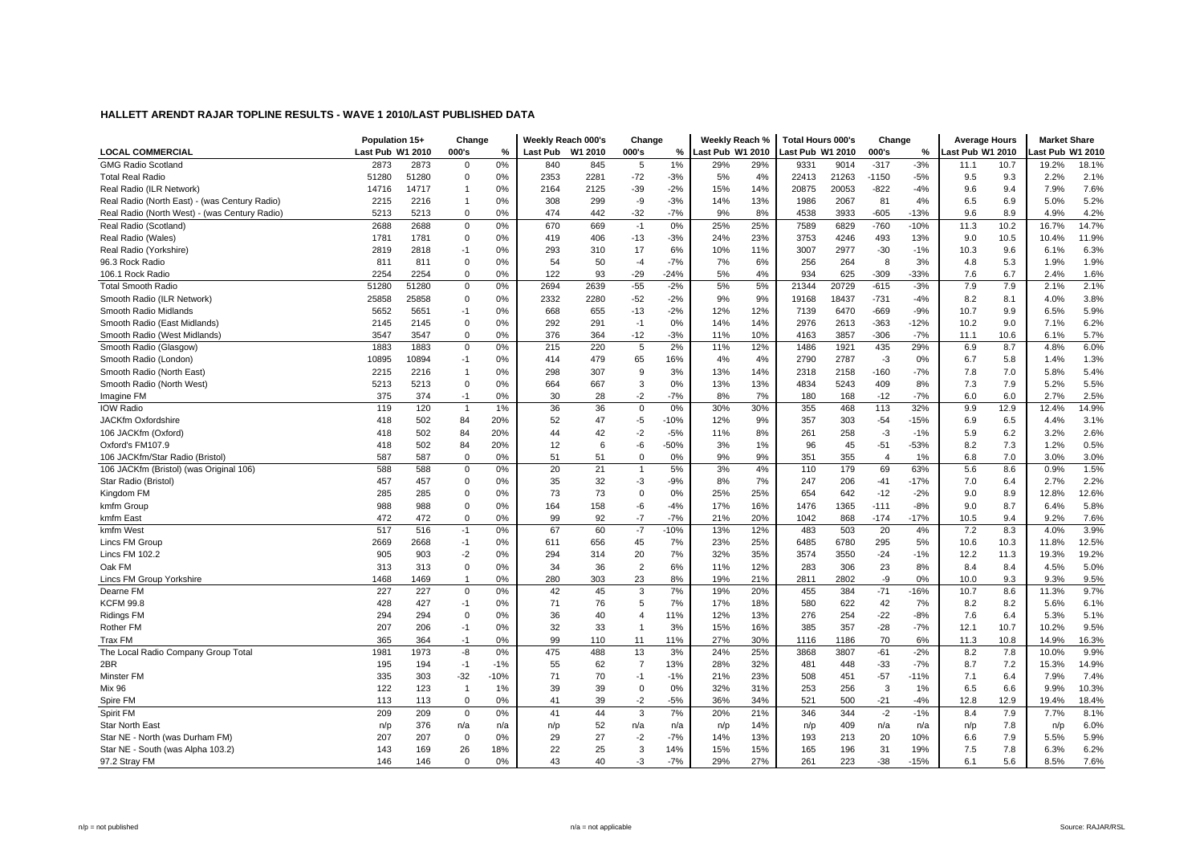# HALLETT ARENDT RAJAR TOPLINE RESULTS - WAVE 1 2010/LAST PUBLISHED DATA

| LOCAL COMMERCIAL | Population 15+ | | Change | | Weekly Reach 000's | | Change | | Weekly Reach % | | Total Hours 000's | | Change | | Average Hours | | Market Share | |
|---|---|---|---|---|---|---|---|---|---|---|---|---|---|---|---|---|---|---|
| | Last Pub | W1 2010 | 000's | % | Last Pub | W1 2010 | 000's | % | Last Pub | W1 2010 | Last Pub | W1 2010 | 000's | % | Last Pub | W1 2010 | Last Pub | W1 2010 |
| GMG Radio Scotland | 2873 | 2873 | 0 | 0% | 840 | 845 | 5 | 1% | 29% | 29% | 9331 | 9014 | -317 | -3% | 11.1 | 10.7 | 19.2% | 18.1% |
| Total Real Radio | 51280 | 51280 | 0 | 0% | 2353 | 2281 | -72 | -3% | 5% | 4% | 22413 | 21263 | -1150 | -5% | 9.5 | 9.3 | 2.2% | 2.1% |
| Real Radio (ILR Network) | 14716 | 14717 | 1 | 0% | 2164 | 2125 | -39 | -2% | 15% | 14% | 20875 | 20053 | -822 | -4% | 9.6 | 9.4 | 7.9% | 7.6% |
| Real Radio (North East) - (was Century Radio) | 2215 | 2216 | 1 | 0% | 308 | 299 | -9 | -3% | 14% | 13% | 1986 | 2067 | 81 | 4% | 6.5 | 6.9 | 5.0% | 5.2% |
| Real Radio (North West) - (was Century Radio) | 5213 | 5213 | 0 | 0% | 474 | 442 | -32 | -7% | 9% | 8% | 4538 | 3933 | -605 | -13% | 9.6 | 8.9 | 4.9% | 4.2% |
| Real Radio (Scotland) | 2688 | 2688 | 0 | 0% | 670 | 669 | -1 | 0% | 25% | 25% | 7589 | 6829 | -760 | -10% | 11.3 | 10.2 | 16.7% | 14.7% |
| Real Radio (Wales) | 1781 | 1781 | 0 | 0% | 419 | 406 | -13 | -3% | 24% | 23% | 3753 | 4246 | 493 | 13% | 9.0 | 10.5 | 10.4% | 11.9% |
| Real Radio (Yorkshire) | 2819 | 2818 | -1 | 0% | 293 | 310 | 17 | 6% | 10% | 11% | 3007 | 2977 | -30 | -1% | 10.3 | 9.6 | 6.1% | 6.3% |
| 96.3 Rock Radio | 811 | 811 | 0 | 0% | 54 | 50 | -4 | -7% | 7% | 6% | 256 | 264 | 8 | 3% | 4.8 | 5.3 | 1.9% | 1.9% |
| 106.1 Rock Radio | 2254 | 2254 | 0 | 0% | 122 | 93 | -29 | -24% | 5% | 4% | 934 | 625 | -309 | -33% | 7.6 | 6.7 | 2.4% | 1.6% |
| Total Smooth Radio | 51280 | 51280 | 0 | 0% | 2694 | 2639 | -55 | -2% | 5% | 5% | 21344 | 20729 | -615 | -3% | 7.9 | 7.9 | 2.1% | 2.1% |
| Smooth Radio (ILR Network) | 25858 | 25858 | 0 | 0% | 2332 | 2280 | -52 | -2% | 9% | 9% | 19168 | 18437 | -731 | -4% | 8.2 | 8.1 | 4.0% | 3.8% |
| Smooth Radio Midlands | 5652 | 5651 | -1 | 0% | 668 | 655 | -13 | -2% | 12% | 12% | 7139 | 6470 | -669 | -9% | 10.7 | 9.9 | 6.5% | 5.9% |
| Smooth Radio (East Midlands) | 2145 | 2145 | 0 | 0% | 292 | 291 | -1 | 0% | 14% | 14% | 2976 | 2613 | -363 | -12% | 10.2 | 9.0 | 7.1% | 6.2% |
| Smooth Radio (West Midlands) | 3547 | 3547 | 0 | 0% | 376 | 364 | -12 | -3% | 11% | 10% | 4163 | 3857 | -306 | -7% | 11.1 | 10.6 | 6.1% | 5.7% |
| Smooth Radio (Glasgow) | 1883 | 1883 | 0 | 0% | 215 | 220 | 5 | 2% | 11% | 12% | 1486 | 1921 | 435 | 29% | 6.9 | 8.7 | 4.8% | 6.0% |
| Smooth Radio (London) | 10895 | 10894 | -1 | 0% | 414 | 479 | 65 | 16% | 4% | 4% | 2790 | 2787 | -3 | 0% | 6.7 | 5.8 | 1.4% | 1.3% |
| Smooth Radio (North East) | 2215 | 2216 | 1 | 0% | 298 | 307 | 9 | 3% | 13% | 14% | 2318 | 2158 | -160 | -7% | 7.8 | 7.0 | 5.8% | 5.4% |
| Smooth Radio (North West) | 5213 | 5213 | 0 | 0% | 664 | 667 | 3 | 0% | 13% | 13% | 4834 | 5243 | 409 | 8% | 7.3 | 7.9 | 5.2% | 5.5% |
| Imagine FM | 375 | 374 | -1 | 0% | 30 | 28 | -2 | -7% | 8% | 7% | 180 | 168 | -12 | -7% | 6.0 | 6.0 | 2.7% | 2.5% |
| IOW Radio | 119 | 120 | 1 | 1% | 36 | 36 | 0 | 0% | 30% | 30% | 355 | 468 | 113 | 32% | 9.9 | 12.9 | 12.4% | 14.9% |
| JACKfm Oxfordshire | 418 | 502 | 84 | 20% | 52 | 47 | -5 | -10% | 12% | 9% | 357 | 303 | -54 | -15% | 6.9 | 6.5 | 4.4% | 3.1% |
| 106 JACKfm (Oxford) | 418 | 502 | 84 | 20% | 44 | 42 | -2 | -5% | 11% | 8% | 261 | 258 | -3 | -1% | 5.9 | 6.2 | 3.2% | 2.6% |
| Oxford's FM107.9 | 418 | 502 | 84 | 20% | 12 | 6 | -6 | -50% | 3% | 1% | 96 | 45 | -51 | -53% | 8.2 | 7.3 | 1.2% | 0.5% |
| 106 JACKfm/Star Radio (Bristol) | 587 | 587 | 0 | 0% | 51 | 51 | 0 | 0% | 9% | 9% | 351 | 355 | 4 | 1% | 6.8 | 7.0 | 3.0% | 3.0% |
| 106 JACKfm (Bristol) (was Original 106) | 588 | 588 | 0 | 0% | 20 | 21 | 1 | 5% | 3% | 4% | 110 | 179 | 69 | 63% | 5.6 | 8.6 | 0.9% | 1.5% |
| Star Radio (Bristol) | 457 | 457 | 0 | 0% | 35 | 32 | -3 | -9% | 8% | 7% | 247 | 206 | -41 | -17% | 7.0 | 6.4 | 2.7% | 2.2% |
| Kingdom FM | 285 | 285 | 0 | 0% | 73 | 73 | 0 | 0% | 25% | 25% | 654 | 642 | -12 | -2% | 9.0 | 8.9 | 12.8% | 12.6% |
| kmfm Group | 988 | 988 | 0 | 0% | 164 | 158 | -6 | -4% | 17% | 16% | 1476 | 1365 | -111 | -8% | 9.0 | 8.7 | 6.4% | 5.8% |
| kmfm East | 472 | 472 | 0 | 0% | 99 | 92 | -7 | -7% | 21% | 20% | 1042 | 868 | -174 | -17% | 10.5 | 9.4 | 9.2% | 7.6% |
| kmfm West | 517 | 516 | -1 | 0% | 67 | 60 | -7 | -10% | 13% | 12% | 483 | 503 | 20 | 4% | 7.2 | 8.3 | 4.0% | 3.9% |
| Lincs FM Group | 2669 | 2668 | -1 | 0% | 611 | 656 | 45 | 7% | 23% | 25% | 6485 | 6780 | 295 | 5% | 10.6 | 10.3 | 11.8% | 12.5% |
| Lincs FM 102.2 | 905 | 903 | -2 | 0% | 294 | 314 | 20 | 7% | 32% | 35% | 3574 | 3550 | -24 | -1% | 12.2 | 11.3 | 19.3% | 19.2% |
| Oak FM | 313 | 313 | 0 | 0% | 34 | 36 | 2 | 6% | 11% | 12% | 283 | 306 | 23 | 8% | 8.4 | 8.4 | 4.5% | 5.0% |
| Lincs FM Group Yorkshire | 1468 | 1469 | 1 | 0% | 280 | 303 | 23 | 8% | 19% | 21% | 2811 | 2802 | -9 | 0% | 10.0 | 9.3 | 9.3% | 9.5% |
| Dearne FM | 227 | 227 | 0 | 0% | 42 | 45 | 3 | 7% | 19% | 20% | 455 | 384 | -71 | -16% | 10.7 | 8.6 | 11.3% | 9.7% |
| KCFM 99.8 | 428 | 427 | -1 | 0% | 71 | 76 | 5 | 7% | 17% | 18% | 580 | 622 | 42 | 7% | 8.2 | 8.2 | 5.6% | 6.1% |
| Ridings FM | 294 | 294 | 0 | 0% | 36 | 40 | 4 | 11% | 12% | 13% | 276 | 254 | -22 | -8% | 7.6 | 6.4 | 5.3% | 5.1% |
| Rother FM | 207 | 206 | -1 | 0% | 32 | 33 | 1 | 3% | 15% | 16% | 385 | 357 | -28 | -7% | 12.1 | 10.7 | 10.2% | 9.5% |
| Trax FM | 365 | 364 | -1 | 0% | 99 | 110 | 11 | 11% | 27% | 30% | 1116 | 1186 | 70 | 6% | 11.3 | 10.8 | 14.9% | 16.3% |
| The Local Radio Company Group Total | 1981 | 1973 | -8 | 0% | 475 | 488 | 13 | 3% | 24% | 25% | 3868 | 3807 | -61 | -2% | 8.2 | 7.8 | 10.0% | 9.9% |
| 2BR | 195 | 194 | -1 | -1% | 55 | 62 | 7 | 13% | 28% | 32% | 481 | 448 | -33 | -7% | 8.7 | 7.2 | 15.3% | 14.9% |
| Minster FM | 335 | 303 | -32 | -10% | 71 | 70 | -1 | -1% | 21% | 23% | 508 | 451 | -57 | -11% | 7.1 | 6.4 | 7.9% | 7.4% |
| Mix 96 | 122 | 123 | 1 | 1% | 39 | 39 | 0 | 0% | 32% | 31% | 253 | 256 | 3 | 1% | 6.5 | 6.6 | 9.9% | 10.3% |
| Spire FM | 113 | 113 | 0 | 0% | 41 | 39 | -2 | -5% | 36% | 34% | 521 | 500 | -21 | -4% | 12.8 | 12.9 | 19.4% | 18.4% |
| Spirit FM | 209 | 209 | 0 | 0% | 41 | 44 | 3 | 7% | 20% | 21% | 346 | 344 | -2 | -1% | 8.4 | 7.9 | 7.7% | 8.1% |
| Star North East | n/p | 376 | n/a | n/a | n/p | 52 | n/a | n/a | n/p | 14% | n/p | 409 | n/a | n/a | n/p | 7.8 | n/p | 6.0% |
| Star NE - North (was Durham FM) | 207 | 207 | 0 | 0% | 29 | 27 | -2 | -7% | 14% | 13% | 193 | 213 | 20 | 10% | 6.6 | 7.9 | 5.5% | 5.9% |
| Star NE - South (was Alpha 103.2) | 143 | 169 | 26 | 18% | 22 | 25 | 3 | 14% | 15% | 15% | 165 | 196 | 31 | 19% | 7.5 | 7.8 | 6.3% | 6.2% |
| 97.2 Stray FM | 146 | 146 | 0 | 0% | 43 | 40 | -3 | -7% | 29% | 27% | 261 | 223 | -38 | -15% | 6.1 | 5.6 | 8.5% | 7.6% |

n/p = not published    n/a = not applicable    Source: RAJAR/RSL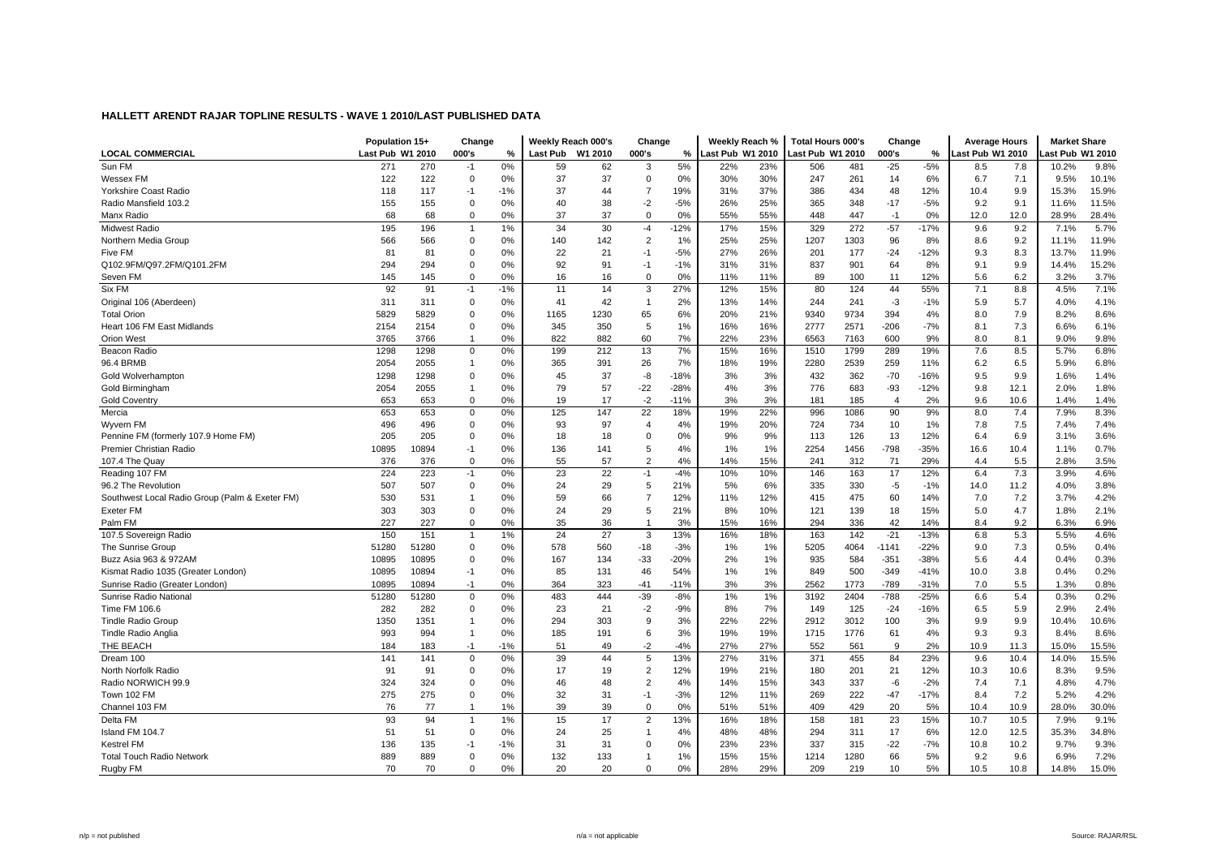## HALLETT ARENDT RAJAR TOPLINE RESULTS - WAVE 1 2010/LAST PUBLISHED DATA

| LOCAL COMMERCIAL | Population 15+ | | Change | | Weekly Reach 000's | | Change | | Weekly Reach % | | Total Hours 000's | | Change | | Average Hours | | Market Share | |
|---|---|---|---|---|---|---|---|---|---|---|---|---|---|---|---|---|---|---|
| | Last Pub | W1 2010 | 000's | % | Last Pub | W1 2010 | 000's | % | Last Pub | W1 2010 | Last Pub | W1 2010 | 000's | % | Last Pub | W1 2010 | Last Pub | W1 2010 |
| Sun FM | 271 | 270 | -1 | 0% | 59 | 62 | 3 | 5% | 22% | 23% | 506 | 481 | -25 | -5% | 8.5 | 7.8 | 10.2% | 9.8% |
| Wessex FM | 122 | 122 | 0 | 0% | 37 | 37 | 0 | 0% | 30% | 30% | 247 | 261 | 14 | 6% | 6.7 | 7.1 | 9.5% | 10.1% |
| Yorkshire Coast Radio | 118 | 117 | -1 | -1% | 37 | 44 | 7 | 19% | 31% | 37% | 386 | 434 | 48 | 12% | 10.4 | 9.9 | 15.3% | 15.9% |
| Radio Mansfield 103.2 | 155 | 155 | 0 | 0% | 40 | 38 | -2 | -5% | 26% | 25% | 365 | 348 | -17 | -5% | 9.2 | 9.1 | 11.6% | 11.5% |
| Manx Radio | 68 | 68 | 0 | 0% | 37 | 37 | 0 | 0% | 55% | 55% | 448 | 447 | -1 | 0% | 12.0 | 12.0 | 28.9% | 28.4% |
| Midwest Radio | 195 | 196 | 1 | 1% | 34 | 30 | -4 | -12% | 17% | 15% | 329 | 272 | -57 | -17% | 9.6 | 9.2 | 7.1% | 5.7% |
| Northern Media Group | 566 | 566 | 0 | 0% | 140 | 142 | 2 | 1% | 25% | 25% | 1207 | 1303 | 96 | 8% | 8.6 | 9.2 | 11.1% | 11.9% |
| Five FM | 81 | 81 | 0 | 0% | 22 | 21 | -1 | -5% | 27% | 26% | 201 | 177 | -24 | -12% | 9.3 | 8.3 | 13.7% | 11.9% |
| Q102.9FM/Q97.2FM/Q101.2FM | 294 | 294 | 0 | 0% | 92 | 91 | -1 | -1% | 31% | 31% | 837 | 901 | 64 | 8% | 9.1 | 9.9 | 14.4% | 15.2% |
| Seven FM | 145 | 145 | 0 | 0% | 16 | 16 | 0 | 0% | 11% | 11% | 89 | 100 | 11 | 12% | 5.6 | 6.2 | 3.2% | 3.7% |
| Six FM | 92 | 91 | -1 | -1% | 11 | 14 | 3 | 27% | 12% | 15% | 80 | 124 | 44 | 55% | 7.1 | 8.8 | 4.5% | 7.1% |
| Original 106 (Aberdeen) | 311 | 311 | 0 | 0% | 41 | 42 | 1 | 2% | 13% | 14% | 244 | 241 | -3 | -1% | 5.9 | 5.7 | 4.0% | 4.1% |
| Total Orion | 5829 | 5829 | 0 | 0% | 1165 | 1230 | 65 | 6% | 20% | 21% | 9340 | 9734 | 394 | 4% | 8.0 | 7.9 | 8.2% | 8.6% |
| Heart 106 FM East Midlands | 2154 | 2154 | 0 | 0% | 345 | 350 | 5 | 1% | 16% | 16% | 2777 | 2571 | -206 | -7% | 8.1 | 7.3 | 6.6% | 6.1% |
| Orion West | 3765 | 3766 | 1 | 0% | 822 | 882 | 60 | 7% | 22% | 23% | 6563 | 7163 | 600 | 9% | 8.0 | 8.1 | 9.0% | 9.8% |
| Beacon Radio | 1298 | 1298 | 0 | 0% | 199 | 212 | 13 | 7% | 15% | 16% | 1510 | 1799 | 289 | 19% | 7.6 | 8.5 | 5.7% | 6.8% |
| 96.4 BRMB | 2054 | 2055 | 1 | 0% | 365 | 391 | 26 | 7% | 18% | 19% | 2280 | 2539 | 259 | 11% | 6.2 | 6.5 | 5.9% | 6.8% |
| Gold Wolverhampton | 1298 | 1298 | 0 | 0% | 45 | 37 | -8 | -18% | 3% | 3% | 432 | 362 | -70 | -16% | 9.5 | 9.9 | 1.6% | 1.4% |
| Gold Birmingham | 2054 | 2055 | 1 | 0% | 79 | 57 | -22 | -28% | 4% | 3% | 776 | 683 | -93 | -12% | 9.8 | 12.1 | 2.0% | 1.8% |
| Gold Coventry | 653 | 653 | 0 | 0% | 19 | 17 | -2 | -11% | 3% | 3% | 181 | 185 | 4 | 2% | 9.6 | 10.6 | 1.4% | 1.4% |
| Mercia | 653 | 653 | 0 | 0% | 125 | 147 | 22 | 18% | 19% | 22% | 996 | 1086 | 90 | 9% | 8.0 | 7.4 | 7.9% | 8.3% |
| Wyvern FM | 496 | 496 | 0 | 0% | 93 | 97 | 4 | 4% | 19% | 20% | 724 | 734 | 10 | 1% | 7.8 | 7.5 | 7.4% | 7.4% |
| Pennine FM (formerly 107.9 Home FM) | 205 | 205 | 0 | 0% | 18 | 18 | 0 | 0% | 9% | 9% | 113 | 126 | 13 | 12% | 6.4 | 6.9 | 3.1% | 3.6% |
| Premier Christian Radio | 10895 | 10894 | -1 | 0% | 136 | 141 | 5 | 4% | 1% | 1% | 2254 | 1456 | -798 | -35% | 16.6 | 10.4 | 1.1% | 0.7% |
| 107.4 The Quay | 376 | 376 | 0 | 0% | 55 | 57 | 2 | 4% | 14% | 15% | 241 | 312 | 71 | 29% | 4.4 | 5.5 | 2.8% | 3.5% |
| Reading 107 FM | 224 | 223 | -1 | 0% | 23 | 22 | -1 | -4% | 10% | 10% | 146 | 163 | 17 | 12% | 6.4 | 7.3 | 3.9% | 4.6% |
| 96.2 The Revolution | 507 | 507 | 0 | 0% | 24 | 29 | 5 | 21% | 5% | 6% | 335 | 330 | -5 | -1% | 14.0 | 11.2 | 4.0% | 3.8% |
| Southwest Local Radio Group (Palm & Exeter FM) | 530 | 531 | 1 | 0% | 59 | 66 | 7 | 12% | 11% | 12% | 415 | 475 | 60 | 14% | 7.0 | 7.2 | 3.7% | 4.2% |
| Exeter FM | 303 | 303 | 0 | 0% | 24 | 29 | 5 | 21% | 8% | 10% | 121 | 139 | 18 | 15% | 5.0 | 4.7 | 1.8% | 2.1% |
| Palm FM | 227 | 227 | 0 | 0% | 35 | 36 | 1 | 3% | 15% | 16% | 294 | 336 | 42 | 14% | 8.4 | 9.2 | 6.3% | 6.9% |
| 107.5 Sovereign Radio | 150 | 151 | 1 | 1% | 24 | 27 | 3 | 13% | 16% | 18% | 163 | 142 | -21 | -13% | 6.8 | 5.3 | 5.5% | 4.6% |
| The Sunrise Group | 51280 | 51280 | 0 | 0% | 578 | 560 | -18 | -3% | 1% | 1% | 5205 | 4064 | -1141 | -22% | 9.0 | 7.3 | 0.5% | 0.4% |
| Buzz Asia 963 & 972AM | 10895 | 10895 | 0 | 0% | 167 | 134 | -33 | -20% | 2% | 1% | 935 | 584 | -351 | -38% | 5.6 | 4.4 | 0.4% | 0.3% |
| Kismat Radio 1035 (Greater London) | 10895 | 10894 | -1 | 0% | 85 | 131 | 46 | 54% | 1% | 1% | 849 | 500 | -349 | -41% | 10.0 | 3.8 | 0.4% | 0.2% |
| Sunrise Radio (Greater London) | 10895 | 10894 | -1 | 0% | 364 | 323 | -41 | -11% | 3% | 3% | 2562 | 1773 | -789 | -31% | 7.0 | 5.5 | 1.3% | 0.8% |
| Sunrise Radio National | 51280 | 51280 | 0 | 0% | 483 | 444 | -39 | -8% | 1% | 1% | 3192 | 2404 | -788 | -25% | 6.6 | 5.4 | 0.3% | 0.2% |
| Time FM 106.6 | 282 | 282 | 0 | 0% | 23 | 21 | -2 | -9% | 8% | 7% | 149 | 125 | -24 | -16% | 6.5 | 5.9 | 2.9% | 2.4% |
| Tindle Radio Group | 1350 | 1351 | 1 | 0% | 294 | 303 | 9 | 3% | 22% | 22% | 2912 | 3012 | 100 | 3% | 9.9 | 9.9 | 10.4% | 10.6% |
| Tindle Radio Anglia | 993 | 994 | 1 | 0% | 185 | 191 | 6 | 3% | 19% | 19% | 1715 | 1776 | 61 | 4% | 9.3 | 9.3 | 8.4% | 8.6% |
| THE BEACH | 184 | 183 | -1 | -1% | 51 | 49 | -2 | -4% | 27% | 27% | 552 | 561 | 9 | 2% | 10.9 | 11.3 | 15.0% | 15.5% |
| Dream 100 | 141 | 141 | 0 | 0% | 39 | 44 | 5 | 13% | 27% | 31% | 371 | 455 | 84 | 23% | 9.6 | 10.4 | 14.0% | 15.5% |
| North Norfolk Radio | 91 | 91 | 0 | 0% | 17 | 19 | 2 | 12% | 19% | 21% | 180 | 201 | 21 | 12% | 10.3 | 10.6 | 8.3% | 9.5% |
| Radio NORWICH 99.9 | 324 | 324 | 0 | 0% | 46 | 48 | 2 | 4% | 14% | 15% | 343 | 337 | -6 | -2% | 7.4 | 7.1 | 4.8% | 4.7% |
| Town 102 FM | 275 | 275 | 0 | 0% | 32 | 31 | -1 | -3% | 12% | 11% | 269 | 222 | -47 | -17% | 8.4 | 7.2 | 5.2% | 4.2% |
| Channel 103 FM | 76 | 77 | 1 | 1% | 39 | 39 | 0 | 0% | 51% | 51% | 409 | 429 | 20 | 5% | 10.4 | 10.9 | 28.0% | 30.0% |
| Delta FM | 93 | 94 | 1 | 1% | 15 | 17 | 2 | 13% | 16% | 18% | 158 | 181 | 23 | 15% | 10.7 | 10.5 | 7.9% | 9.1% |
| Island FM 104.7 | 51 | 51 | 0 | 0% | 24 | 25 | 1 | 4% | 48% | 48% | 294 | 311 | 17 | 6% | 12.0 | 12.5 | 35.3% | 34.8% |
| Kestrel FM | 136 | 135 | -1 | -1% | 31 | 31 | 0 | 0% | 23% | 23% | 337 | 315 | -22 | -7% | 10.8 | 10.2 | 9.7% | 9.3% |
| Total Touch Radio Network | 889 | 889 | 0 | 0% | 132 | 133 | 1 | 1% | 15% | 15% | 1214 | 1280 | 66 | 5% | 9.2 | 9.6 | 6.9% | 7.2% |
| Rugby FM | 70 | 70 | 0 | 0% | 20 | 20 | 0 | 0% | 28% | 29% | 209 | 219 | 10 | 5% | 10.5 | 10.8 | 14.8% | 15.0% |

n/p = not published    n/a = not applicable    Source: RAJAR/RSL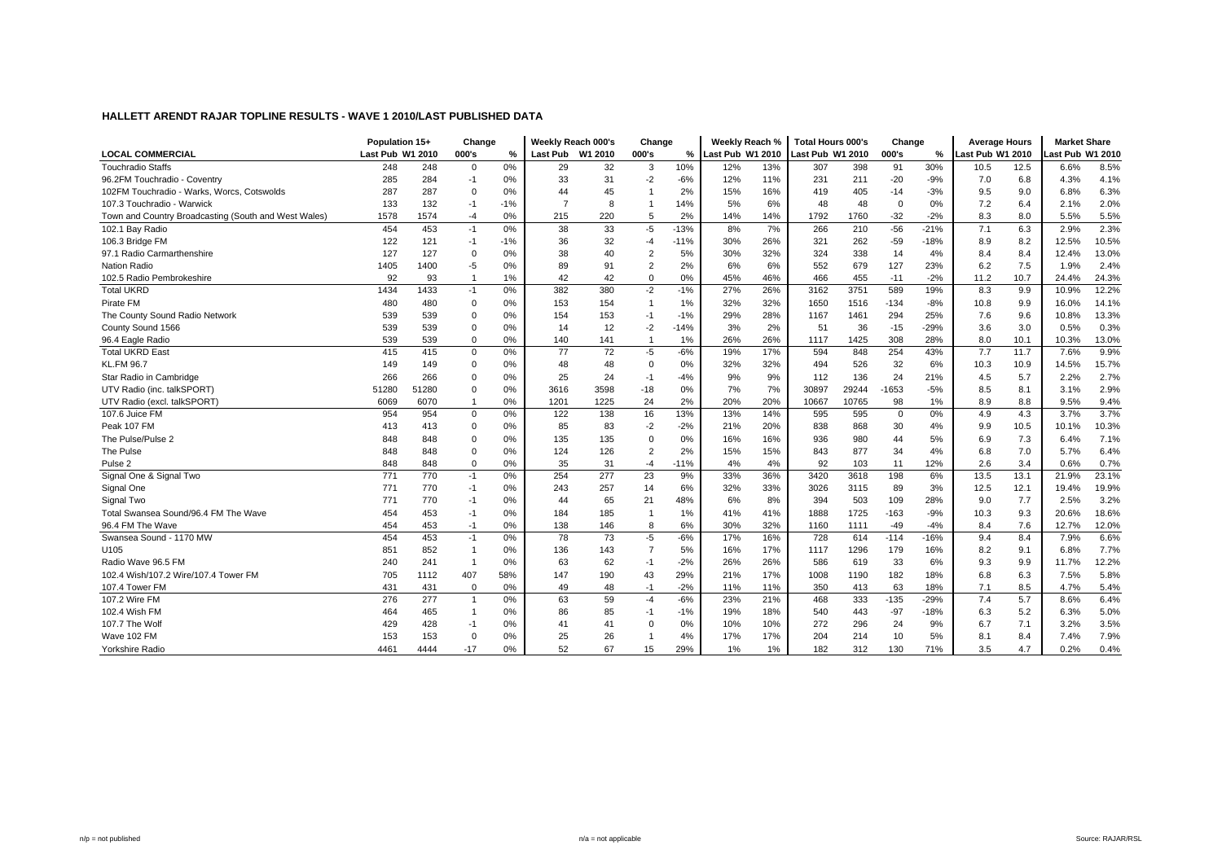**HALLETT ARENDT RAJAR TOPLINE RESULTS - WAVE 1 2010/LAST PUBLISHED DATA**

| | Population 15+ | | Change | | Weekly Reach 000's | | Change | | Weekly Reach % | | Total Hours 000's | | Change | | Average Hours | | Market Share | |
|---|---|---|---|---|---|---|---|---|---|---|---|---|---|---|---|---|---|---|
| **LOCAL COMMERCIAL** | Last Pub | W1 2010 | 000's | % | Last Pub | W1 2010 | 000's | % | Last Pub | W1 2010 | Last Pub | W1 2010 | 000's | % | Last Pub | W1 2010 | Last Pub | W1 2010 |
| Touchradio Staffs | 248 | 248 | 0 | 0% | 29 | 32 | 3 | 10% | 12% | 13% | 307 | 398 | 91 | 30% | 10.5 | 12.5 | 6.6% | 8.5% |
| 96.2FM Touchradio - Coventry | 285 | 284 | -1 | 0% | 33 | 31 | -2 | -6% | 12% | 11% | 231 | 211 | -20 | -9% | 7.0 | 6.8 | 4.3% | 4.1% |
| 102FM Touchradio - Warks, Worcs, Cotswolds | 287 | 287 | 0 | 0% | 44 | 45 | 1 | 2% | 15% | 16% | 419 | 405 | -14 | -3% | 9.5 | 9.0 | 6.8% | 6.3% |
| 107.3 Touchradio - Warwick | 133 | 132 | -1 | -1% | 7 | 8 | 1 | 14% | 5% | 6% | 48 | 48 | 0 | 0% | 7.2 | 6.4 | 2.1% | 2.0% |
| Town and Country Broadcasting (South and West Wales) | 1578 | 1574 | -4 | 0% | 215 | 220 | 5 | 2% | 14% | 14% | 1792 | 1760 | -32 | -2% | 8.3 | 8.0 | 5.5% | 5.5% |
| 102.1 Bay Radio | 454 | 453 | -1 | 0% | 38 | 33 | -5 | -13% | 8% | 7% | 266 | 210 | -56 | -21% | 7.1 | 6.3 | 2.9% | 2.3% |
| 106.3 Bridge FM | 122 | 121 | -1 | -1% | 36 | 32 | -4 | -11% | 30% | 26% | 321 | 262 | -59 | -18% | 8.9 | 8.2 | 12.5% | 10.5% |
| 97.1 Radio Carmarthenshire | 127 | 127 | 0 | 0% | 38 | 40 | 2 | 5% | 30% | 32% | 324 | 338 | 14 | 4% | 8.4 | 8.4 | 12.4% | 13.0% |
| Nation Radio | 1405 | 1400 | -5 | 0% | 89 | 91 | 2 | 2% | 6% | 6% | 552 | 679 | 127 | 23% | 6.2 | 7.5 | 1.9% | 2.4% |
| 102.5 Radio Pembrokeshire | 92 | 93 | 1 | 1% | 42 | 42 | 0 | 0% | 45% | 46% | 466 | 455 | -11 | -2% | 11.2 | 10.7 | 24.4% | 24.3% |
| Total UKRD | 1434 | 1433 | -1 | 0% | 382 | 380 | -2 | -1% | 27% | 26% | 3162 | 3751 | 589 | 19% | 8.3 | 9.9 | 10.9% | 12.2% |
| Pirate FM | 480 | 480 | 0 | 0% | 153 | 154 | 1 | 1% | 32% | 32% | 1650 | 1516 | -134 | -8% | 10.8 | 9.9 | 16.0% | 14.1% |
| The County Sound Radio Network | 539 | 539 | 0 | 0% | 154 | 153 | -1 | -1% | 29% | 28% | 1167 | 1461 | 294 | 25% | 7.6 | 9.6 | 10.8% | 13.3% |
| County Sound 1566 | 539 | 539 | 0 | 0% | 14 | 12 | -2 | -14% | 3% | 2% | 51 | 36 | -15 | -29% | 3.6 | 3.0 | 0.5% | 0.3% |
| 96.4 Eagle Radio | 539 | 539 | 0 | 0% | 140 | 141 | 1 | 1% | 26% | 26% | 1117 | 1425 | 308 | 28% | 8.0 | 10.1 | 10.3% | 13.0% |
| Total UKRD East | 415 | 415 | 0 | 0% | 77 | 72 | -5 | -6% | 19% | 17% | 594 | 848 | 254 | 43% | 7.7 | 11.7 | 7.6% | 9.9% |
| KL.FM 96.7 | 149 | 149 | 0 | 0% | 48 | 48 | 0 | 0% | 32% | 32% | 494 | 526 | 32 | 6% | 10.3 | 10.9 | 14.5% | 15.7% |
| Star Radio in Cambridge | 266 | 266 | 0 | 0% | 25 | 24 | -1 | -4% | 9% | 9% | 112 | 136 | 24 | 21% | 4.5 | 5.7 | 2.2% | 2.7% |
| UTV Radio (inc. talkSPORT) | 51280 | 51280 | 0 | 0% | 3616 | 3598 | -18 | 0% | 7% | 7% | 30897 | 29244 | -1653 | -5% | 8.5 | 8.1 | 3.1% | 2.9% |
| UTV Radio (excl. talkSPORT) | 6069 | 6070 | 1 | 0% | 1201 | 1225 | 24 | 2% | 20% | 20% | 10667 | 10765 | 98 | 1% | 8.9 | 8.8 | 9.5% | 9.4% |
| 107.6 Juice FM | 954 | 954 | 0 | 0% | 122 | 138 | 16 | 13% | 13% | 14% | 595 | 595 | 0 | 0% | 4.9 | 4.3 | 3.7% | 3.7% |
| Peak 107 FM | 413 | 413 | 0 | 0% | 85 | 83 | -2 | -2% | 21% | 20% | 838 | 868 | 30 | 4% | 9.9 | 10.5 | 10.1% | 10.3% |
| The Pulse/Pulse 2 | 848 | 848 | 0 | 0% | 135 | 135 | 0 | 0% | 16% | 16% | 936 | 980 | 44 | 5% | 6.9 | 7.3 | 6.4% | 7.1% |
| The Pulse | 848 | 848 | 0 | 0% | 124 | 126 | 2 | 2% | 15% | 15% | 843 | 877 | 34 | 4% | 6.8 | 7.0 | 5.7% | 6.4% |
| Pulse 2 | 848 | 848 | 0 | 0% | 35 | 31 | -4 | -11% | 4% | 4% | 92 | 103 | 11 | 12% | 2.6 | 3.4 | 0.6% | 0.7% |
| Signal One & Signal Two | 771 | 770 | -1 | 0% | 254 | 277 | 23 | 9% | 33% | 36% | 3420 | 3618 | 198 | 6% | 13.5 | 13.1 | 21.9% | 23.1% |
| Signal One | 771 | 770 | -1 | 0% | 243 | 257 | 14 | 6% | 32% | 33% | 3026 | 3115 | 89 | 3% | 12.5 | 12.1 | 19.4% | 19.9% |
| Signal Two | 771 | 770 | -1 | 0% | 44 | 65 | 21 | 48% | 6% | 8% | 394 | 503 | 109 | 28% | 9.0 | 7.7 | 2.5% | 3.2% |
| Total Swansea Sound/96.4 FM The Wave | 454 | 453 | -1 | 0% | 184 | 185 | 1 | 1% | 41% | 41% | 1888 | 1725 | -163 | -9% | 10.3 | 9.3 | 20.6% | 18.6% |
| 96.4 FM The Wave | 454 | 453 | -1 | 0% | 138 | 146 | 8 | 6% | 30% | 32% | 1160 | 1111 | -49 | -4% | 8.4 | 7.6 | 12.7% | 12.0% |
| Swansea Sound - 1170 MW | 454 | 453 | -1 | 0% | 78 | 73 | -5 | -6% | 17% | 16% | 728 | 614 | -114 | -16% | 9.4 | 8.4 | 7.9% | 6.6% |
| U105 | 851 | 852 | 1 | 0% | 136 | 143 | 7 | 5% | 16% | 17% | 1117 | 1296 | 179 | 16% | 8.2 | 9.1 | 6.8% | 7.7% |
| Radio Wave 96.5 FM | 240 | 241 | 1 | 0% | 63 | 62 | -1 | -2% | 26% | 26% | 586 | 619 | 33 | 6% | 9.3 | 9.9 | 11.7% | 12.2% |
| 102.4 Wish/107.2 Wire/107.4 Tower FM | 705 | 1112 | 407 | 58% | 147 | 190 | 43 | 29% | 21% | 17% | 1008 | 1190 | 182 | 18% | 6.8 | 6.3 | 7.5% | 5.8% |
| 107.4 Tower FM | 431 | 431 | 0 | 0% | 49 | 48 | -1 | -2% | 11% | 11% | 350 | 413 | 63 | 18% | 7.1 | 8.5 | 4.7% | 5.4% |
| 107.2 Wire FM | 276 | 277 | 1 | 0% | 63 | 59 | -4 | -6% | 23% | 21% | 468 | 333 | -135 | -29% | 7.4 | 5.7 | 8.6% | 6.4% |
| 102.4 Wish FM | 464 | 465 | 1 | 0% | 86 | 85 | -1 | -1% | 19% | 18% | 540 | 443 | -97 | -18% | 6.3 | 5.2 | 6.3% | 5.0% |
| 107.7 The Wolf | 429 | 428 | -1 | 0% | 41 | 41 | 0 | 0% | 10% | 10% | 272 | 296 | 24 | 9% | 6.7 | 7.1 | 3.2% | 3.5% |
| Wave 102 FM | 153 | 153 | 0 | 0% | 25 | 26 | 1 | 4% | 17% | 17% | 204 | 214 | 10 | 5% | 8.1 | 8.4 | 7.4% | 7.9% |
| Yorkshire Radio | 4461 | 4444 | -17 | 0% | 52 | 67 | 15 | 29% | 1% | 1% | 182 | 312 | 130 | 71% | 3.5 | 4.7 | 0.2% | 0.4% |

n/p = not published n/a = not applicable Source: RAJAR/RSL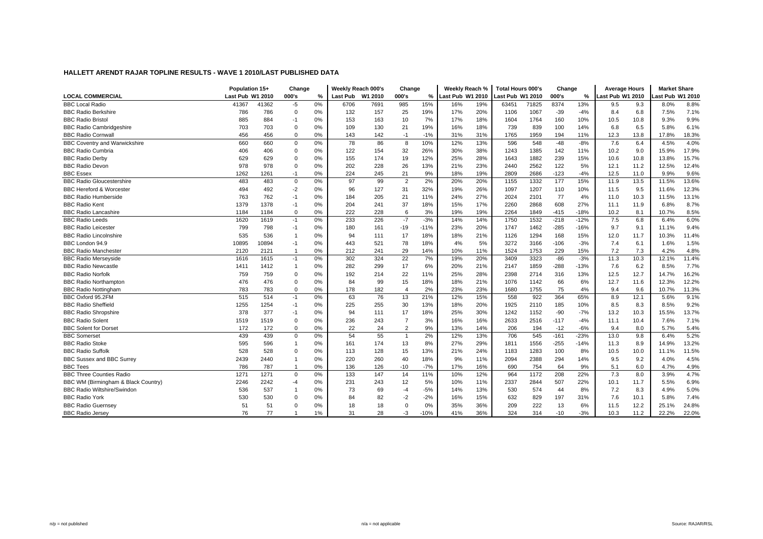# HALLETT ARENDT RAJAR TOPLINE RESULTS - WAVE 1 2010/LAST PUBLISHED DATA

| LOCAL COMMERCIAL | Population 15+ | | Change | | Weekly Reach 000's | | Change | | Weekly Reach % | | Total Hours 000's | | Change | | Average Hours | | Market Share | |
|---|---|---|---|---|---|---|---|---|---|---|---|---|---|---|---|---|---|---|
| | Last Pub | W1 2010 | 000's | % | Last Pub | W1 2010 | 000's | % | Last Pub | W1 2010 | Last Pub | W1 2010 | 000's | % | Last Pub | W1 2010 | Last Pub | W1 2010 |
| BBC Local Radio | 41367 | 41362 | -5 | 0% | 6706 | 7691 | 985 | 15% | 16% | 19% | 63451 | 71825 | 8374 | 13% | 9.5 | 9.3 | 8.0% | 8.8% |
| BBC Radio Berkshire | 786 | 786 | 0 | 0% | 132 | 157 | 25 | 19% | 17% | 20% | 1106 | 1067 | -39 | -4% | 8.4 | 6.8 | 7.5% | 7.1% |
| BBC Radio Bristol | 885 | 884 | -1 | 0% | 153 | 163 | 10 | 7% | 17% | 18% | 1604 | 1764 | 160 | 10% | 10.5 | 10.8 | 9.3% | 9.9% |
| BBC Radio Cambridgeshire | 703 | 703 | 0 | 0% | 109 | 130 | 21 | 19% | 16% | 18% | 739 | 839 | 100 | 14% | 6.8 | 6.5 | 5.8% | 6.1% |
| BBC Radio Cornwall | 456 | 456 | 0 | 0% | 143 | 142 | -1 | -1% | 31% | 31% | 1765 | 1959 | 194 | 11% | 12.3 | 13.8 | 17.8% | 18.3% |
| BBC Coventry and Warwickshire | 660 | 660 | 0 | 0% | 78 | 86 | 8 | 10% | 12% | 13% | 596 | 548 | -48 | -8% | 7.6 | 6.4 | 4.5% | 4.0% |
| BBC Radio Cumbria | 406 | 406 | 0 | 0% | 122 | 154 | 32 | 26% | 30% | 38% | 1243 | 1385 | 142 | 11% | 10.2 | 9.0 | 15.9% | 17.9% |
| BBC Radio Derby | 629 | 629 | 0 | 0% | 155 | 174 | 19 | 12% | 25% | 28% | 1643 | 1882 | 239 | 15% | 10.6 | 10.8 | 13.8% | 15.7% |
| BBC Radio Devon | 978 | 978 | 0 | 0% | 202 | 228 | 26 | 13% | 21% | 23% | 2440 | 2562 | 122 | 5% | 12.1 | 11.2 | 12.5% | 12.4% |
| BBC Essex | 1262 | 1261 | -1 | 0% | 224 | 245 | 21 | 9% | 18% | 19% | 2809 | 2686 | -123 | -4% | 12.5 | 11.0 | 9.9% | 9.6% |
| BBC Radio Gloucestershire | 483 | 483 | 0 | 0% | 97 | 99 | 2 | 2% | 20% | 20% | 1155 | 1332 | 177 | 15% | 11.9 | 13.5 | 11.5% | 13.6% |
| BBC Hereford & Worcester | 494 | 492 | -2 | 0% | 96 | 127 | 31 | 32% | 19% | 26% | 1097 | 1207 | 110 | 10% | 11.5 | 9.5 | 11.6% | 12.3% |
| BBC Radio Humberside | 763 | 762 | -1 | 0% | 184 | 205 | 21 | 11% | 24% | 27% | 2024 | 2101 | 77 | 4% | 11.0 | 10.3 | 11.5% | 13.1% |
| BBC Radio Kent | 1379 | 1378 | -1 | 0% | 204 | 241 | 37 | 18% | 15% | 17% | 2260 | 2868 | 608 | 27% | 11.1 | 11.9 | 6.8% | 8.7% |
| BBC Radio Lancashire | 1184 | 1184 | 0 | 0% | 222 | 228 | 6 | 3% | 19% | 19% | 2264 | 1849 | -415 | -18% | 10.2 | 8.1 | 10.7% | 8.5% |
| BBC Radio Leeds | 1620 | 1619 | -1 | 0% | 233 | 226 | -7 | -3% | 14% | 14% | 1750 | 1532 | -218 | -12% | 7.5 | 6.8 | 6.4% | 6.0% |
| BBC Radio Leicester | 799 | 798 | -1 | 0% | 180 | 161 | -19 | -11% | 23% | 20% | 1747 | 1462 | -285 | -16% | 9.7 | 9.1 | 11.1% | 9.4% |
| BBC Radio Lincolnshire | 535 | 536 | 1 | 0% | 94 | 111 | 17 | 18% | 18% | 21% | 1126 | 1294 | 168 | 15% | 12.0 | 11.7 | 10.3% | 11.4% |
| BBC London 94.9 | 10895 | 10894 | -1 | 0% | 443 | 521 | 78 | 18% | 4% | 5% | 3272 | 3166 | -106 | -3% | 7.4 | 6.1 | 1.6% | 1.5% |
| BBC Radio Manchester | 2120 | 2121 | 1 | 0% | 212 | 241 | 29 | 14% | 10% | 11% | 1524 | 1753 | 229 | 15% | 7.2 | 7.3 | 4.2% | 4.8% |
| BBC Radio Merseyside | 1616 | 1615 | -1 | 0% | 302 | 324 | 22 | 7% | 19% | 20% | 3409 | 3323 | -86 | -3% | 11.3 | 10.3 | 12.1% | 11.4% |
| BBC Radio Newcastle | 1411 | 1412 | 1 | 0% | 282 | 299 | 17 | 6% | 20% | 21% | 2147 | 1859 | -288 | -13% | 7.6 | 6.2 | 8.5% | 7.7% |
| BBC Radio Norfolk | 759 | 759 | 0 | 0% | 192 | 214 | 22 | 11% | 25% | 28% | 2398 | 2714 | 316 | 13% | 12.5 | 12.7 | 14.7% | 16.2% |
| BBC Radio Northampton | 476 | 476 | 0 | 0% | 84 | 99 | 15 | 18% | 18% | 21% | 1076 | 1142 | 66 | 6% | 12.7 | 11.6 | 12.3% | 12.2% |
| BBC Radio Nottingham | 783 | 783 | 0 | 0% | 178 | 182 | 4 | 2% | 23% | 23% | 1680 | 1755 | 75 | 4% | 9.4 | 9.6 | 10.7% | 11.3% |
| BBC Oxford 95.2FM | 515 | 514 | -1 | 0% | 63 | 76 | 13 | 21% | 12% | 15% | 558 | 922 | 364 | 65% | 8.9 | 12.1 | 5.6% | 9.1% |
| BBC Radio Sheffield | 1255 | 1254 | -1 | 0% | 225 | 255 | 30 | 13% | 18% | 20% | 1925 | 2110 | 185 | 10% | 8.5 | 8.3 | 8.5% | 9.2% |
| BBC Radio Shropshire | 378 | 377 | -1 | 0% | 94 | 111 | 17 | 18% | 25% | 30% | 1242 | 1152 | -90 | -7% | 13.2 | 10.3 | 15.5% | 13.7% |
| BBC Radio Solent | 1519 | 1519 | 0 | 0% | 236 | 243 | 7 | 3% | 16% | 16% | 2633 | 2516 | -117 | -4% | 11.1 | 10.4 | 7.6% | 7.1% |
| BBC Solent for Dorset | 172 | 172 | 0 | 0% | 22 | 24 | 2 | 9% | 13% | 14% | 206 | 194 | -12 | -6% | 9.4 | 8.0 | 5.7% | 5.4% |
| BBC Somerset | 439 | 439 | 0 | 0% | 54 | 55 | 1 | 2% | 12% | 13% | 706 | 545 | -161 | -23% | 13.0 | 9.8 | 6.4% | 5.2% |
| BBC Radio Stoke | 595 | 596 | 1 | 0% | 161 | 174 | 13 | 8% | 27% | 29% | 1811 | 1556 | -255 | -14% | 11.3 | 8.9 | 14.9% | 13.2% |
| BBC Radio Suffolk | 528 | 528 | 0 | 0% | 113 | 128 | 15 | 13% | 21% | 24% | 1183 | 1283 | 100 | 8% | 10.5 | 10.0 | 11.1% | 11.5% |
| BBC Sussex and BBC Surrey | 2439 | 2440 | 1 | 0% | 220 | 260 | 40 | 18% | 9% | 11% | 2094 | 2388 | 294 | 14% | 9.5 | 9.2 | 4.0% | 4.5% |
| BBC Tees | 786 | 787 | 1 | 0% | 136 | 126 | -10 | -7% | 17% | 16% | 690 | 754 | 64 | 9% | 5.1 | 6.0 | 4.7% | 4.9% |
| BBC Three Counties Radio | 1271 | 1271 | 0 | 0% | 133 | 147 | 14 | 11% | 10% | 12% | 964 | 1172 | 208 | 22% | 7.3 | 8.0 | 3.9% | 4.7% |
| BBC WM (Birmingham & Black Country) | 2246 | 2242 | -4 | 0% | 231 | 243 | 12 | 5% | 10% | 11% | 2337 | 2844 | 507 | 22% | 10.1 | 11.7 | 5.5% | 6.9% |
| BBC Radio Wiltshire/Swindon | 536 | 537 | 1 | 0% | 73 | 69 | -4 | -5% | 14% | 13% | 530 | 574 | 44 | 8% | 7.2 | 8.3 | 4.9% | 5.0% |
| BBC Radio York | 530 | 530 | 0 | 0% | 84 | 82 | -2 | -2% | 16% | 15% | 632 | 829 | 197 | 31% | 7.6 | 10.1 | 5.8% | 7.4% |
| BBC Radio Guernsey | 51 | 51 | 0 | 0% | 18 | 18 | 0 | 0% | 35% | 36% | 209 | 222 | 13 | 6% | 11.5 | 12.2 | 25.1% | 24.8% |
| BBC Radio Jersey | 76 | 77 | 1 | 1% | 31 | 28 | -3 | -10% | 41% | 36% | 324 | 314 | -10 | -3% | 10.3 | 11.2 | 22.2% | 22.0% |

n/p = not published n/a = not applicable Source: RAJAR/RSL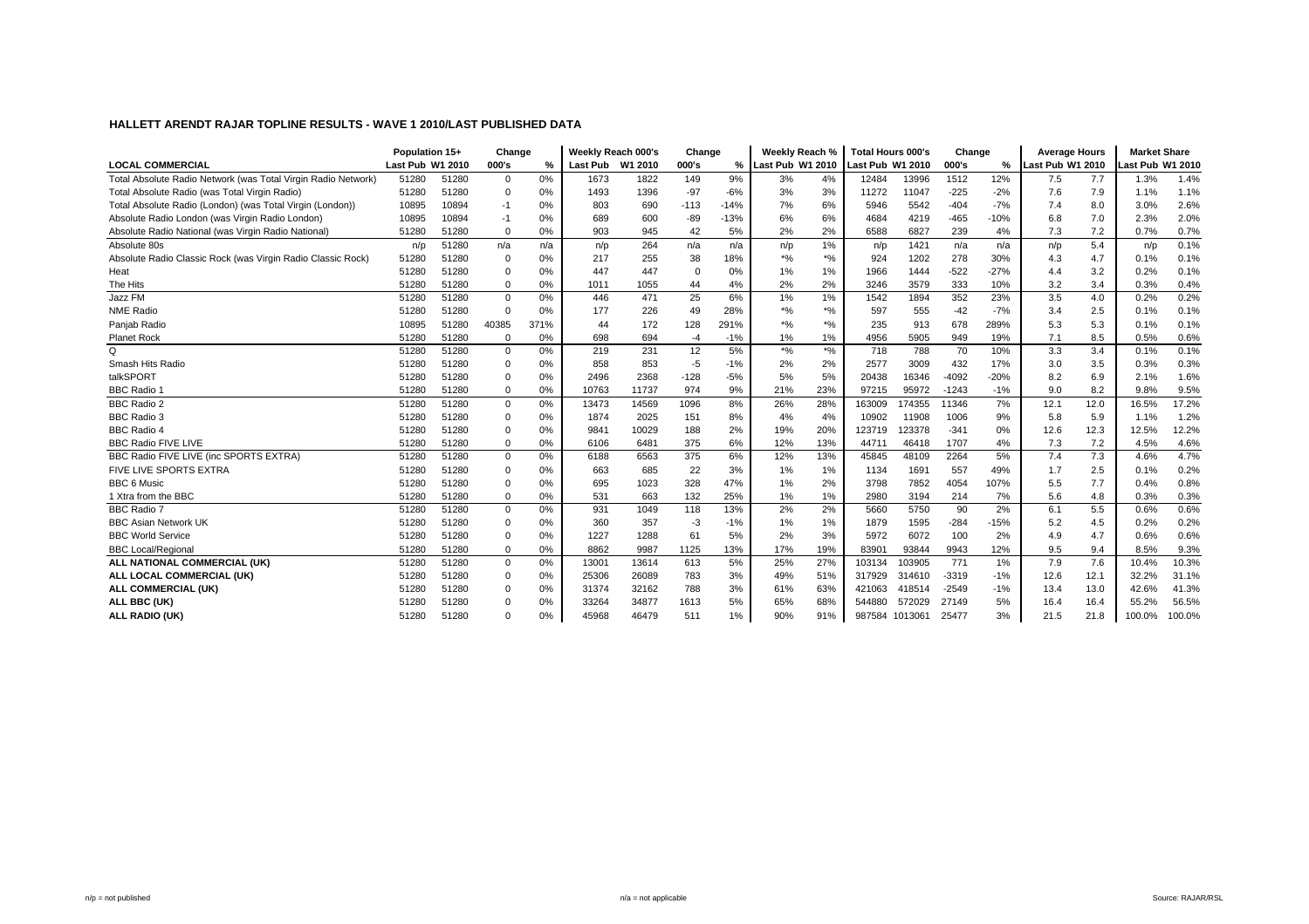## HALLETT ARENDT RAJAR TOPLINE RESULTS - WAVE 1 2010/LAST PUBLISHED DATA

| | Population 15+ | | Change | | Weekly Reach 000's | | Change | | Weekly Reach % | | Total Hours 000's | | Change | | Average Hours | | Market Share | |
|---|---|---|---|---|---|---|---|---|---|---|---|---|---|---|---|---|---|---|
| **LOCAL COMMERCIAL** | Last Pub | W1 2010 | 000's | % | Last Pub | W1 2010 | 000's | % | Last Pub | W1 2010 | Last Pub | W1 2010 | 000's | % | Last Pub | W1 2010 | Last Pub | W1 2010 |
| Total Absolute Radio Network (was Total Virgin Radio Network) | 51280 | 51280 | 0 | 0% | 1673 | 1822 | 149 | 9% | 3% | 4% | 12484 | 13996 | 1512 | 12% | 7.5 | 7.7 | 1.3% | 1.4% |
| Total Absolute Radio (was Total Virgin Radio) | 51280 | 51280 | 0 | 0% | 1493 | 1396 | -97 | -6% | 3% | 3% | 11272 | 11047 | -225 | -2% | 7.6 | 7.9 | 1.1% | 1.1% |
| Total Absolute Radio (London) (was Total Virgin (London)) | 10895 | 10894 | -1 | 0% | 803 | 690 | -113 | -14% | 7% | 6% | 5946 | 5542 | -404 | -7% | 7.4 | 8.0 | 3.0% | 2.6% |
| Absolute Radio London (was Virgin Radio London) | 10895 | 10894 | -1 | 0% | 689 | 600 | -89 | -13% | 6% | 6% | 4684 | 4219 | -465 | -10% | 6.8 | 7.0 | 2.3% | 2.0% |
| Absolute Radio National (was Virgin Radio National) | 51280 | 51280 | 0 | 0% | 903 | 945 | 42 | 5% | 2% | 2% | 6588 | 6827 | 239 | 4% | 7.3 | 7.2 | 0.7% | 0.7% |
| Absolute 80s | n/p | 51280 | n/a | n/a | n/p | 264 | n/a | n/a | n/p | 1% | n/p | 1421 | n/a | n/a | n/p | 5.4 | n/p | 0.1% |
| Absolute Radio Classic Rock (was Virgin Radio Classic Rock) | 51280 | 51280 | 0 | 0% | 217 | 255 | 38 | 18% | *% | *% | 924 | 1202 | 278 | 30% | 4.3 | 4.7 | 0.1% | 0.1% |
| Heat | 51280 | 51280 | 0 | 0% | 447 | 447 | 0 | 0% | 1% | 1% | 1966 | 1444 | -522 | -27% | 4.4 | 3.2 | 0.2% | 0.1% |
| The Hits | 51280 | 51280 | 0 | 0% | 1011 | 1055 | 44 | 4% | 2% | 2% | 3246 | 3579 | 333 | 10% | 3.2 | 3.4 | 0.3% | 0.4% |
| Jazz FM | 51280 | 51280 | 0 | 0% | 446 | 471 | 25 | 6% | 1% | 1% | 1542 | 1894 | 352 | 23% | 3.5 | 4.0 | 0.2% | 0.2% |
| NME Radio | 51280 | 51280 | 0 | 0% | 177 | 226 | 49 | 28% | *% | *% | 597 | 555 | -42 | -7% | 3.4 | 2.5 | 0.1% | 0.1% |
| Panjab Radio | 10895 | 51280 | 40385 | 371% | 44 | 172 | 128 | 291% | *% | *% | 235 | 913 | 678 | 289% | 5.3 | 5.3 | 0.1% | 0.1% |
| Planet Rock | 51280 | 51280 | 0 | 0% | 698 | 694 | -4 | -1% | 1% | 1% | 4956 | 5905 | 949 | 19% | 7.1 | 8.5 | 0.5% | 0.6% |
| Q | 51280 | 51280 | 0 | 0% | 219 | 231 | 12 | 5% | *% | *% | 718 | 788 | 70 | 10% | 3.3 | 3.4 | 0.1% | 0.1% |
| Smash Hits Radio | 51280 | 51280 | 0 | 0% | 858 | 853 | -5 | -1% | 2% | 2% | 2577 | 3009 | 432 | 17% | 3.0 | 3.5 | 0.3% | 0.3% |
| talkSPORT | 51280 | 51280 | 0 | 0% | 2496 | 2368 | -128 | -5% | 5% | 5% | 20438 | 16346 | -4092 | -20% | 8.2 | 6.9 | 2.1% | 1.6% |
| BBC Radio 1 | 51280 | 51280 | 0 | 0% | 10763 | 11737 | 974 | 9% | 21% | 23% | 97215 | 95972 | -1243 | -1% | 9.0 | 8.2 | 9.8% | 9.5% |
| BBC Radio 2 | 51280 | 51280 | 0 | 0% | 13473 | 14569 | 1096 | 8% | 26% | 28% | 163009 | 174355 | 11346 | 7% | 12.1 | 12.0 | 16.5% | 17.2% |
| BBC Radio 3 | 51280 | 51280 | 0 | 0% | 1874 | 2025 | 151 | 8% | 4% | 4% | 10902 | 11908 | 1006 | 9% | 5.8 | 5.9 | 1.1% | 1.2% |
| BBC Radio 4 | 51280 | 51280 | 0 | 0% | 9841 | 10029 | 188 | 2% | 19% | 20% | 123719 | 123378 | -341 | 0% | 12.6 | 12.3 | 12.5% | 12.2% |
| BBC Radio FIVE LIVE | 51280 | 51280 | 0 | 0% | 6106 | 6481 | 375 | 6% | 12% | 13% | 44711 | 46418 | 1707 | 4% | 7.3 | 7.2 | 4.5% | 4.6% |
| BBC Radio FIVE LIVE (inc SPORTS EXTRA) | 51280 | 51280 | 0 | 0% | 6188 | 6563 | 375 | 6% | 12% | 13% | 45845 | 48109 | 2264 | 5% | 7.4 | 7.3 | 4.6% | 4.7% |
| FIVE LIVE SPORTS EXTRA | 51280 | 51280 | 0 | 0% | 663 | 685 | 22 | 3% | 1% | 1% | 1134 | 1691 | 557 | 49% | 1.7 | 2.5 | 0.1% | 0.2% |
| BBC 6 Music | 51280 | 51280 | 0 | 0% | 695 | 1023 | 328 | 47% | 1% | 2% | 3798 | 7852 | 4054 | 107% | 5.5 | 7.7 | 0.4% | 0.8% |
| 1 Xtra from the BBC | 51280 | 51280 | 0 | 0% | 531 | 663 | 132 | 25% | 1% | 1% | 2980 | 3194 | 214 | 7% | 5.6 | 4.8 | 0.3% | 0.3% |
| BBC Radio 7 | 51280 | 51280 | 0 | 0% | 931 | 1049 | 118 | 13% | 2% | 2% | 5660 | 5750 | 90 | 2% | 6.1 | 5.5 | 0.6% | 0.6% |
| BBC Asian Network UK | 51280 | 51280 | 0 | 0% | 360 | 357 | -3 | -1% | 1% | 1% | 1879 | 1595 | -284 | -15% | 5.2 | 4.5 | 0.2% | 0.2% |
| BBC World Service | 51280 | 51280 | 0 | 0% | 1227 | 1288 | 61 | 5% | 2% | 3% | 5972 | 6072 | 100 | 2% | 4.9 | 4.7 | 0.6% | 0.6% |
| BBC Local/Regional | 51280 | 51280 | 0 | 0% | 8862 | 9987 | 1125 | 13% | 17% | 19% | 83901 | 93844 | 9943 | 12% | 9.5 | 9.4 | 8.5% | 9.3% |
| **ALL NATIONAL COMMERCIAL (UK)** | 51280 | 51280 | 0 | 0% | 13001 | 13614 | 613 | 5% | 25% | 27% | 103134 | 103905 | 771 | 1% | 7.9 | 7.6 | 10.4% | 10.3% |
| **ALL LOCAL COMMERCIAL (UK)** | 51280 | 51280 | 0 | 0% | 25306 | 26089 | 783 | 3% | 49% | 51% | 317929 | 314610 | -3319 | -1% | 12.6 | 12.1 | 32.2% | 31.1% |
| **ALL COMMERCIAL (UK)** | 51280 | 51280 | 0 | 0% | 31374 | 32162 | 788 | 3% | 61% | 63% | 421063 | 418514 | -2549 | -1% | 13.4 | 13.0 | 42.6% | 41.3% |
| **ALL BBC (UK)** | 51280 | 51280 | 0 | 0% | 33264 | 34877 | 1613 | 5% | 65% | 68% | 544880 | 572029 | 27149 | 5% | 16.4 | 16.4 | 55.2% | 56.5% |
| **ALL RADIO (UK)** | 51280 | 51280 | 0 | 0% | 45968 | 46479 | 511 | 1% | 90% | 91% | 987584 | 1013061 | 25477 | 3% | 21.5 | 21.8 | 100.0% | 100.0% |

n/p = not published

n/a = not applicable

Source: RAJAR/RSL